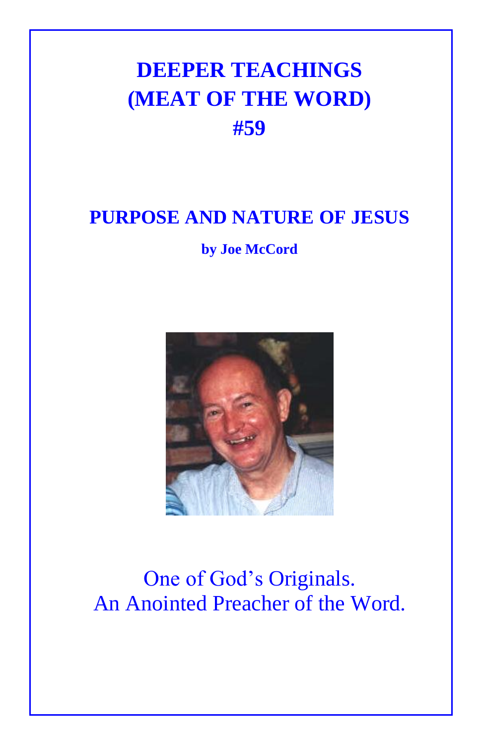# DEEPER TEACHINGS (MEAT OF THE WORD) #59

## PURPOSE AND NATURE OF JESUS

**by Joe McCord**

One of God's Originals.
An Anointed Preacher of the Word.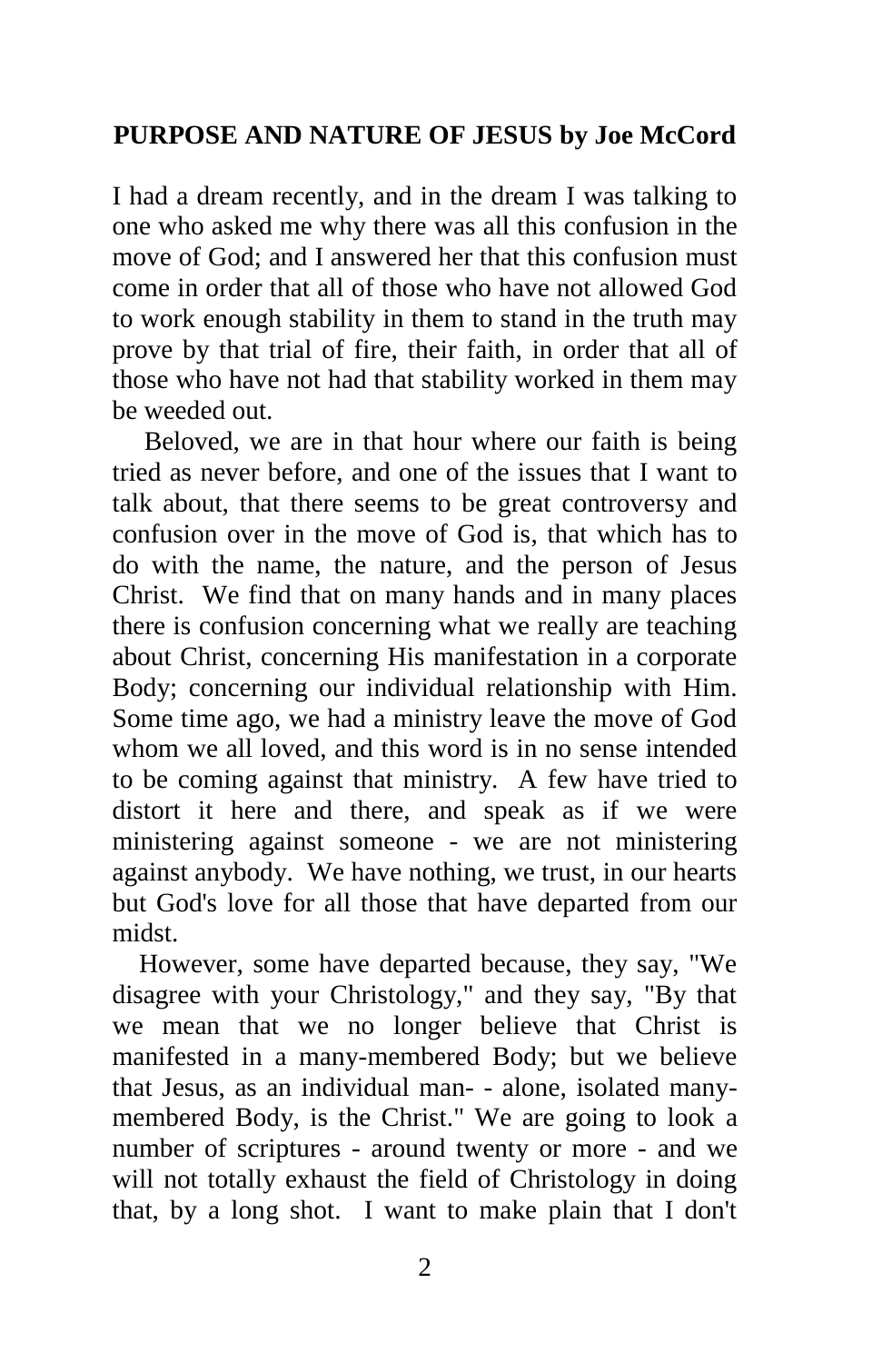**PURPOSE AND NATURE OF JESUS by Joe McCord**

I had a dream recently, and in the dream I was talking to one who asked me why there was all this confusion in the move of God; and I answered her that this confusion must come in order that all of those who have not allowed God to work enough stability in them to stand in the truth may prove by that trial of fire, their faith, in order that all of those who have not had that stability worked in them may be weeded out.

Beloved, we are in that hour where our faith is being tried as never before, and one of the issues that I want to talk about, that there seems to be great controversy and confusion over in the move of God is, that which has to do with the name, the nature, and the person of Jesus Christ. We find that on many hands and in many places there is confusion concerning what we really are teaching about Christ, concerning His manifestation in a corporate Body; concerning our individual relationship with Him. Some time ago, we had a ministry leave the move of God whom we all loved, and this word is in no sense intended to be coming against that ministry. A few have tried to distort it here and there, and speak as if we were ministering against someone - we are not ministering against anybody. We have nothing, we trust, in our hearts but God's love for all those that have departed from our midst.

However, some have departed because, they say, "We disagree with your Christology," and they say, "By that we mean that we no longer believe that Christ is manifested in a many-membered Body; but we believe that Jesus, as an individual man- - alone, isolated many-membered Body, is the Christ." We are going to look a number of scriptures - around twenty or more - and we will not totally exhaust the field of Christology in doing that, by a long shot. I want to make plain that I don't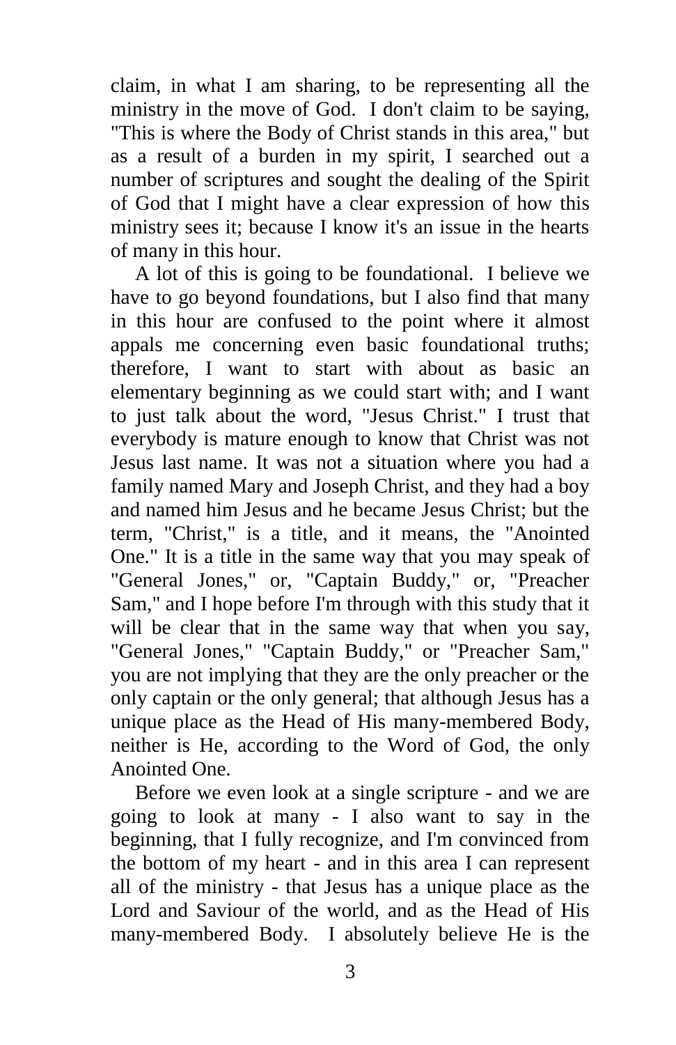claim, in what I am sharing, to be representing all the ministry in the move of God. I don't claim to be saying, "This is where the Body of Christ stands in this area," but as a result of a burden in my spirit, I searched out a number of scriptures and sought the dealing of the Spirit of God that I might have a clear expression of how this ministry sees it; because I know it's an issue in the hearts of many in this hour.

A lot of this is going to be foundational. I believe we have to go beyond foundations, but I also find that many in this hour are confused to the point where it almost appals me concerning even basic foundational truths; therefore, I want to start with about as basic an elementary beginning as we could start with; and I want to just talk about the word, "Jesus Christ." I trust that everybody is mature enough to know that Christ was not Jesus last name. It was not a situation where you had a family named Mary and Joseph Christ, and they had a boy and named him Jesus and he became Jesus Christ; but the term, "Christ," is a title, and it means, the "Anointed One." It is a title in the same way that you may speak of "General Jones," or, "Captain Buddy," or, "Preacher Sam," and I hope before I'm through with this study that it will be clear that in the same way that when you say, "General Jones," "Captain Buddy," or "Preacher Sam," you are not implying that they are the only preacher or the only captain or the only general; that although Jesus has a unique place as the Head of His many-membered Body, neither is He, according to the Word of God, the only Anointed One.

Before we even look at a single scripture - and we are going to look at many - I also want to say in the beginning, that I fully recognize, and I'm convinced from the bottom of my heart - and in this area I can represent all of the ministry - that Jesus has a unique place as the Lord and Saviour of the world, and as the Head of His many-membered Body. I absolutely believe He is the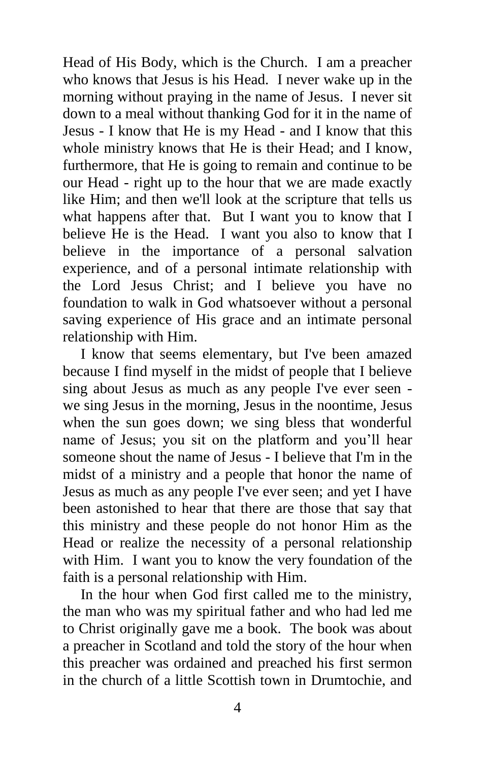Head of His Body, which is the Church. I am a preacher who knows that Jesus is his Head. I never wake up in the morning without praying in the name of Jesus. I never sit down to a meal without thanking God for it in the name of Jesus - I know that He is my Head - and I know that this whole ministry knows that He is their Head; and I know, furthermore, that He is going to remain and continue to be our Head - right up to the hour that we are made exactly like Him; and then we'll look at the scripture that tells us what happens after that. But I want you to know that I believe He is the Head. I want you also to know that I believe in the importance of a personal salvation experience, and of a personal intimate relationship with the Lord Jesus Christ; and I believe you have no foundation to walk in God whatsoever without a personal saving experience of His grace and an intimate personal relationship with Him.

I know that seems elementary, but I've been amazed because I find myself in the midst of people that I believe sing about Jesus as much as any people I've ever seen - we sing Jesus in the morning, Jesus in the noontime, Jesus when the sun goes down; we sing bless that wonderful name of Jesus; you sit on the platform and you'll hear someone shout the name of Jesus - I believe that I'm in the midst of a ministry and a people that honor the name of Jesus as much as any people I've ever seen; and yet I have been astonished to hear that there are those that say that this ministry and these people do not honor Him as the Head or realize the necessity of a personal relationship with Him. I want you to know the very foundation of the faith is a personal relationship with Him.

In the hour when God first called me to the ministry, the man who was my spiritual father and who had led me to Christ originally gave me a book. The book was about a preacher in Scotland and told the story of the hour when this preacher was ordained and preached his first sermon in the church of a little Scottish town in Drumtochie, and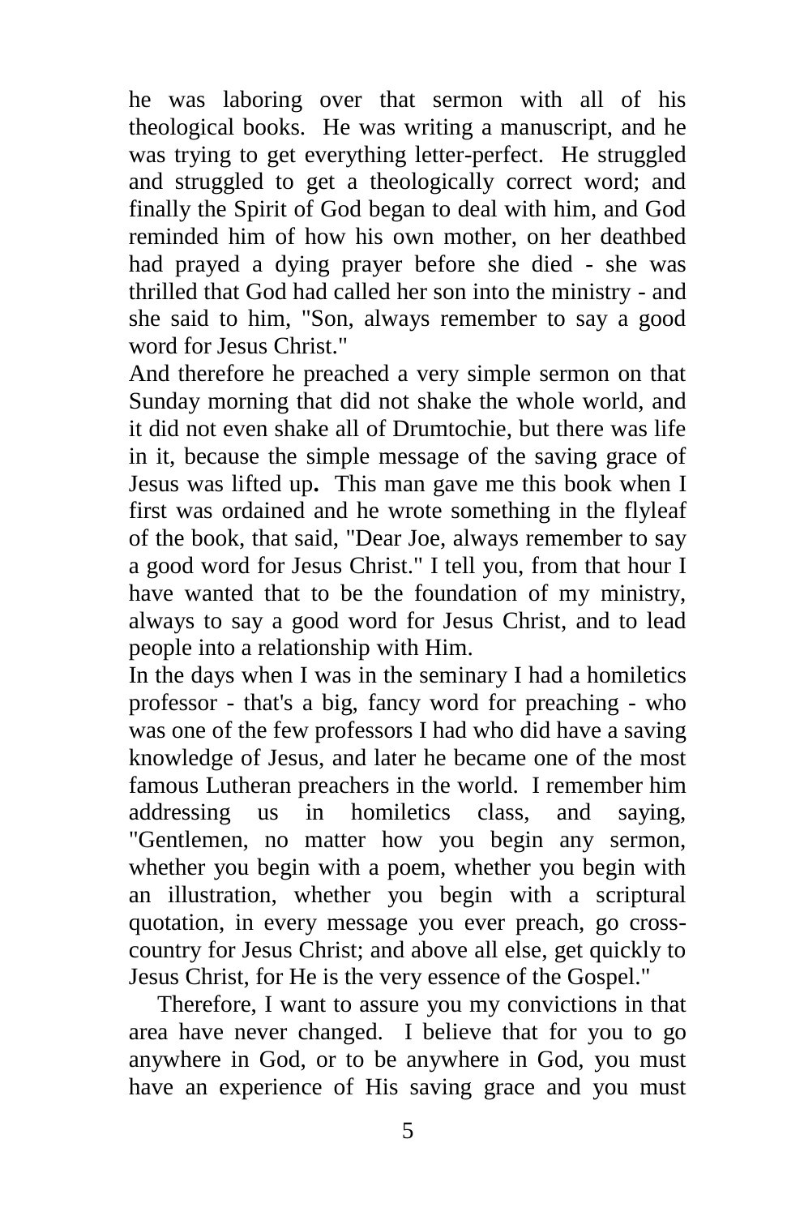he was laboring over that sermon with all of his theological books. He was writing a manuscript, and he was trying to get everything letter-perfect. He struggled and struggled to get a theologically correct word; and finally the Spirit of God began to deal with him, and God reminded him of how his own mother, on her deathbed had prayed a dying prayer before she died - she was thrilled that God had called her son into the ministry - and she said to him, "Son, always remember to say a good word for Jesus Christ."

And therefore he preached a very simple sermon on that Sunday morning that did not shake the whole world, and it did not even shake all of Drumtochie, but there was life in it, because the simple message of the saving grace of Jesus was lifted up**.** This man gave me this book when I first was ordained and he wrote something in the flyleaf of the book, that said, "Dear Joe, always remember to say a good word for Jesus Christ." I tell you, from that hour I have wanted that to be the foundation of my ministry, always to say a good word for Jesus Christ, and to lead people into a relationship with Him.

In the days when I was in the seminary I had a homiletics professor - that's a big, fancy word for preaching - who was one of the few professors I had who did have a saving knowledge of Jesus, and later he became one of the most famous Lutheran preachers in the world. I remember him addressing us in homiletics class, and saying, "Gentlemen, no matter how you begin any sermon, whether you begin with a poem, whether you begin with an illustration, whether you begin with a scriptural quotation, in every message you ever preach, go cross-country for Jesus Christ; and above all else, get quickly to Jesus Christ, for He is the very essence of the Gospel."

Therefore, I want to assure you my convictions in that area have never changed. I believe that for you to go anywhere in God, or to be anywhere in God, you must have an experience of His saving grace and you must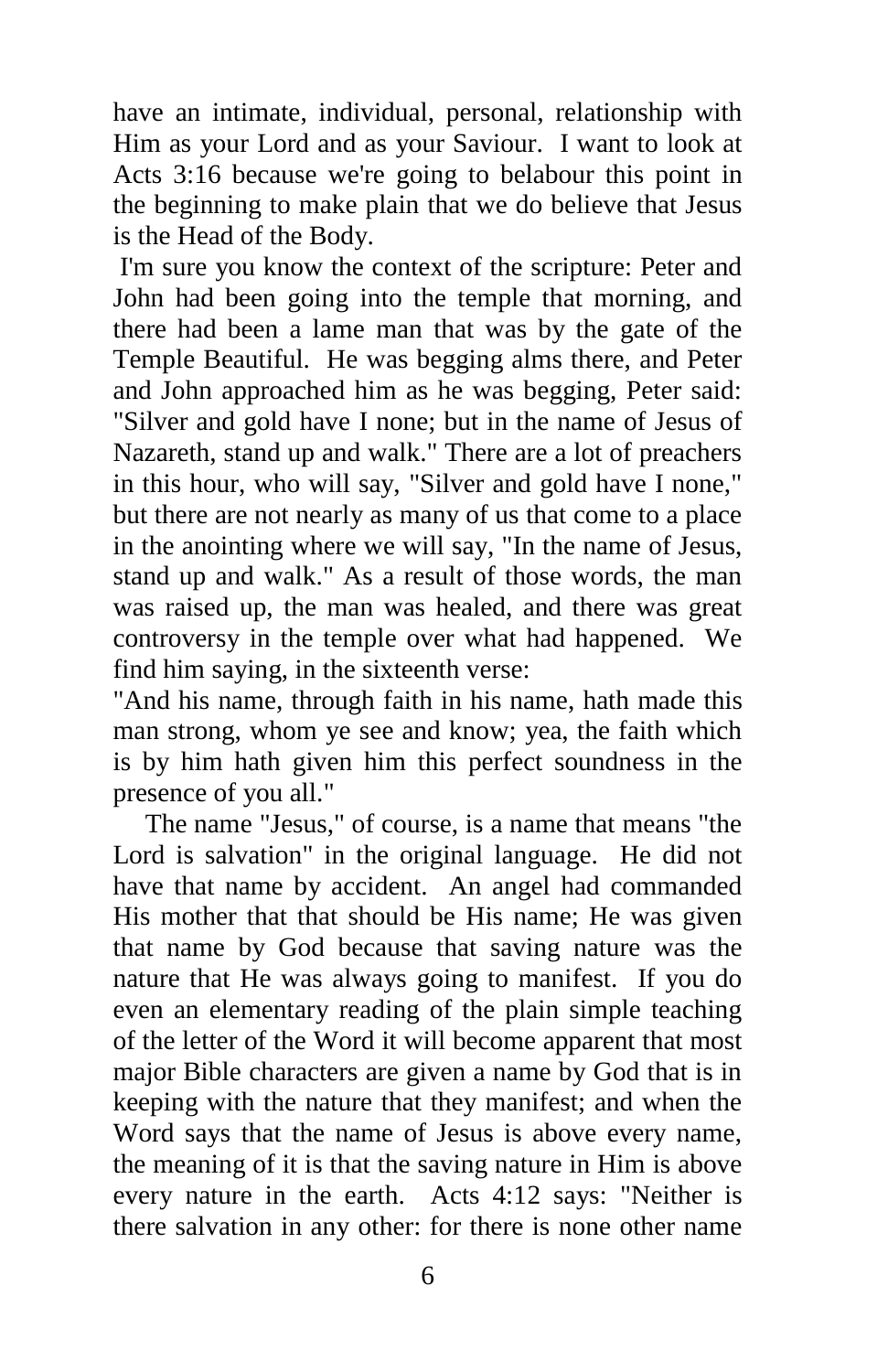have an intimate, individual, personal, relationship with Him as your Lord and as your Saviour. I want to look at Acts 3:16 because we're going to belabour this point in the beginning to make plain that we do believe that Jesus is the Head of the Body.

I'm sure you know the context of the scripture: Peter and John had been going into the temple that morning, and there had been a lame man that was by the gate of the Temple Beautiful. He was begging alms there, and Peter and John approached him as he was begging, Peter said: "Silver and gold have I none; but in the name of Jesus of Nazareth, stand up and walk." There are a lot of preachers in this hour, who will say, "Silver and gold have I none," but there are not nearly as many of us that come to a place in the anointing where we will say, "In the name of Jesus, stand up and walk." As a result of those words, the man was raised up, the man was healed, and there was great controversy in the temple over what had happened. We find him saying, in the sixteenth verse:

"And his name, through faith in his name, hath made this man strong, whom ye see and know; yea, the faith which is by him hath given him this perfect soundness in the presence of you all."

The name "Jesus," of course, is a name that means "the Lord is salvation" in the original language. He did not have that name by accident. An angel had commanded His mother that that should be His name; He was given that name by God because that saving nature was the nature that He was always going to manifest. If you do even an elementary reading of the plain simple teaching of the letter of the Word it will become apparent that most major Bible characters are given a name by God that is in keeping with the nature that they manifest; and when the Word says that the name of Jesus is above every name, the meaning of it is that the saving nature in Him is above every nature in the earth. Acts 4:12 says: "Neither is there salvation in any other: for there is none other name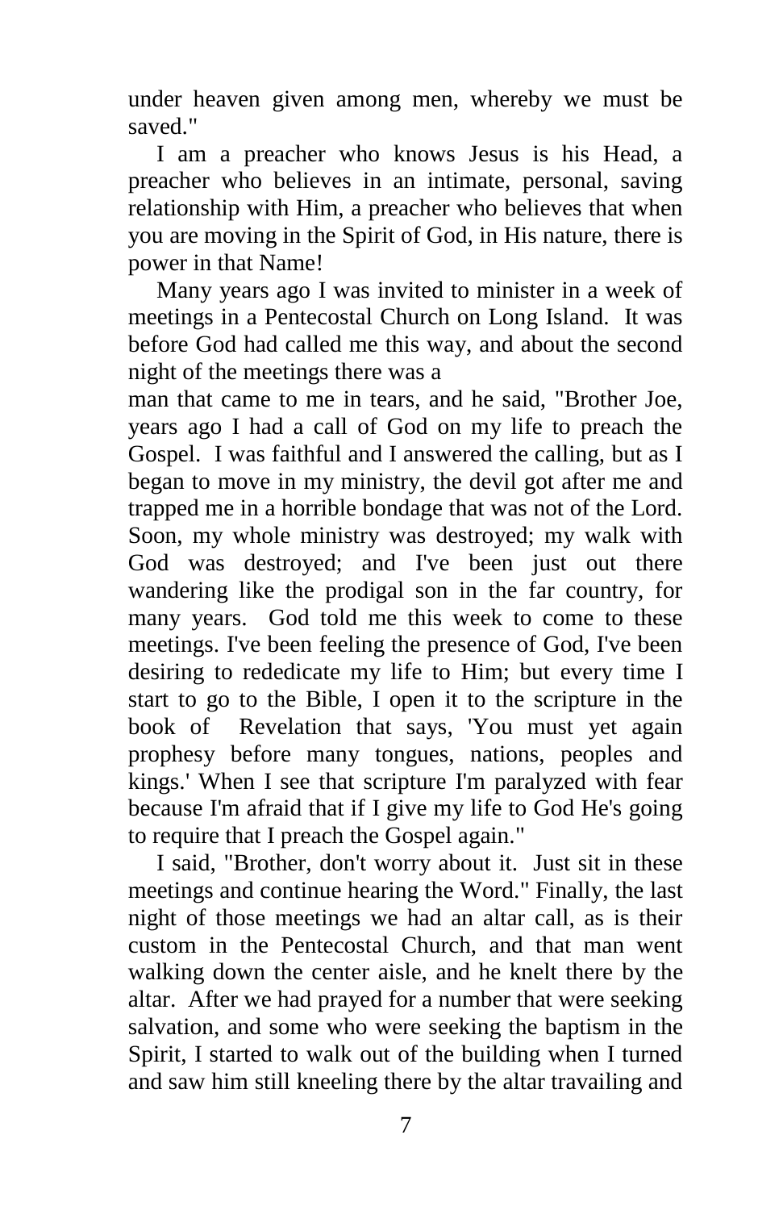under heaven given among men, whereby we must be saved."

I am a preacher who knows Jesus is his Head, a preacher who believes in an intimate, personal, saving relationship with Him, a preacher who believes that when you are moving in the Spirit of God, in His nature, there is power in that Name!

Many years ago I was invited to minister in a week of meetings in a Pentecostal Church on Long Island. It was before God had called me this way, and about the second night of the meetings there was a man that came to me in tears, and he said, "Brother Joe, years ago I had a call of God on my life to preach the Gospel. I was faithful and I answered the calling, but as I began to move in my ministry, the devil got after me and trapped me in a horrible bondage that was not of the Lord. Soon, my whole ministry was destroyed; my walk with God was destroyed; and I've been just out there wandering like the prodigal son in the far country, for many years. God told me this week to come to these meetings. I've been feeling the presence of God, I've been desiring to rededicate my life to Him; but every time I start to go to the Bible, I open it to the scripture in the book of Revelation that says, 'You must yet again prophesy before many tongues, nations, peoples and kings.' When I see that scripture I'm paralyzed with fear because I'm afraid that if I give my life to God He's going to require that I preach the Gospel again."

I said, "Brother, don't worry about it. Just sit in these meetings and continue hearing the Word." Finally, the last night of those meetings we had an altar call, as is their custom in the Pentecostal Church, and that man went walking down the center aisle, and he knelt there by the altar. After we had prayed for a number that were seeking salvation, and some who were seeking the baptism in the Spirit, I started to walk out of the building when I turned and saw him still kneeling there by the altar travailing and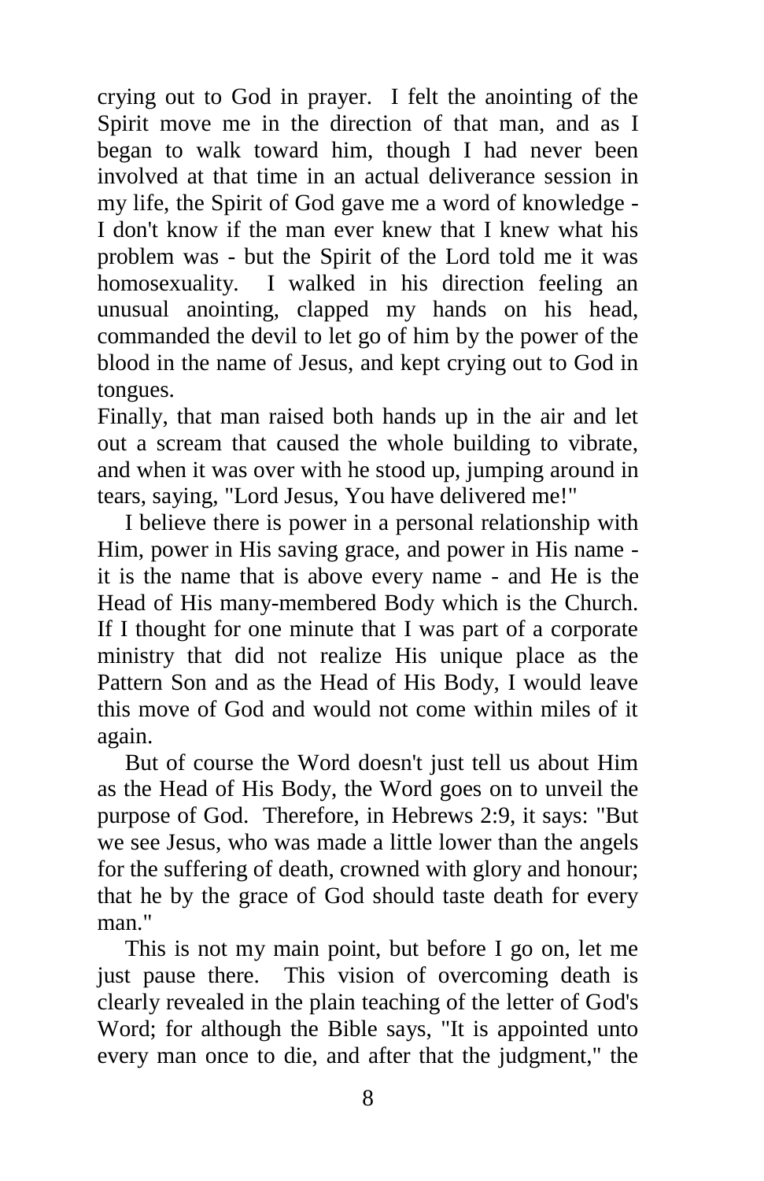crying out to God in prayer. I felt the anointing of the Spirit move me in the direction of that man, and as I began to walk toward him, though I had never been involved at that time in an actual deliverance session in my life, the Spirit of God gave me a word of knowledge - I don't know if the man ever knew that I knew what his problem was - but the Spirit of the Lord told me it was homosexuality. I walked in his direction feeling an unusual anointing, clapped my hands on his head, commanded the devil to let go of him by the power of the blood in the name of Jesus, and kept crying out to God in tongues.

Finally, that man raised both hands up in the air and let out a scream that caused the whole building to vibrate, and when it was over with he stood up, jumping around in tears, saying, "Lord Jesus, You have delivered me!"

I believe there is power in a personal relationship with Him, power in His saving grace, and power in His name - it is the name that is above every name - and He is the Head of His many-membered Body which is the Church. If I thought for one minute that I was part of a corporate ministry that did not realize His unique place as the Pattern Son and as the Head of His Body, I would leave this move of God and would not come within miles of it again.

But of course the Word doesn't just tell us about Him as the Head of His Body, the Word goes on to unveil the purpose of God. Therefore, in Hebrews 2:9, it says: "But we see Jesus, who was made a little lower than the angels for the suffering of death, crowned with glory and honour; that he by the grace of God should taste death for every man."

This is not my main point, but before I go on, let me just pause there. This vision of overcoming death is clearly revealed in the plain teaching of the letter of God's Word; for although the Bible says, "It is appointed unto every man once to die, and after that the judgment," the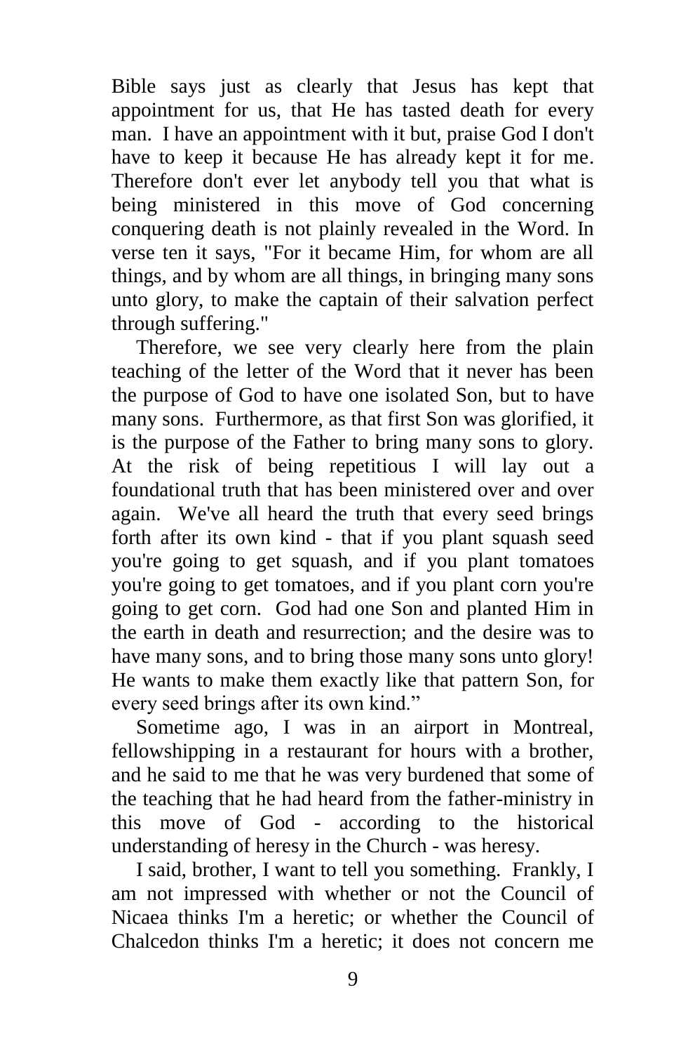Bible says just as clearly that Jesus has kept that appointment for us, that He has tasted death for every man. I have an appointment with it but, praise God I don't have to keep it because He has already kept it for me. Therefore don't ever let anybody tell you that what is being ministered in this move of God concerning conquering death is not plainly revealed in the Word. In verse ten it says, "For it became Him, for whom are all things, and by whom are all things, in bringing many sons unto glory, to make the captain of their salvation perfect through suffering."

Therefore, we see very clearly here from the plain teaching of the letter of the Word that it never has been the purpose of God to have one isolated Son, but to have many sons. Furthermore, as that first Son was glorified, it is the purpose of the Father to bring many sons to glory. At the risk of being repetitious I will lay out a foundational truth that has been ministered over and over again. We've all heard the truth that every seed brings forth after its own kind - that if you plant squash seed you're going to get squash, and if you plant tomatoes you're going to get tomatoes, and if you plant corn you're going to get corn. God had one Son and planted Him in the earth in death and resurrection; and the desire was to have many sons, and to bring those many sons unto glory! He wants to make them exactly like that pattern Son, for every seed brings after its own kind."

Sometime ago, I was in an airport in Montreal, fellowshipping in a restaurant for hours with a brother, and he said to me that he was very burdened that some of the teaching that he had heard from the father-ministry in this move of God - according to the historical understanding of heresy in the Church - was heresy.

I said, brother, I want to tell you something. Frankly, I am not impressed with whether or not the Council of Nicaea thinks I'm a heretic; or whether the Council of Chalcedon thinks I'm a heretic; it does not concern me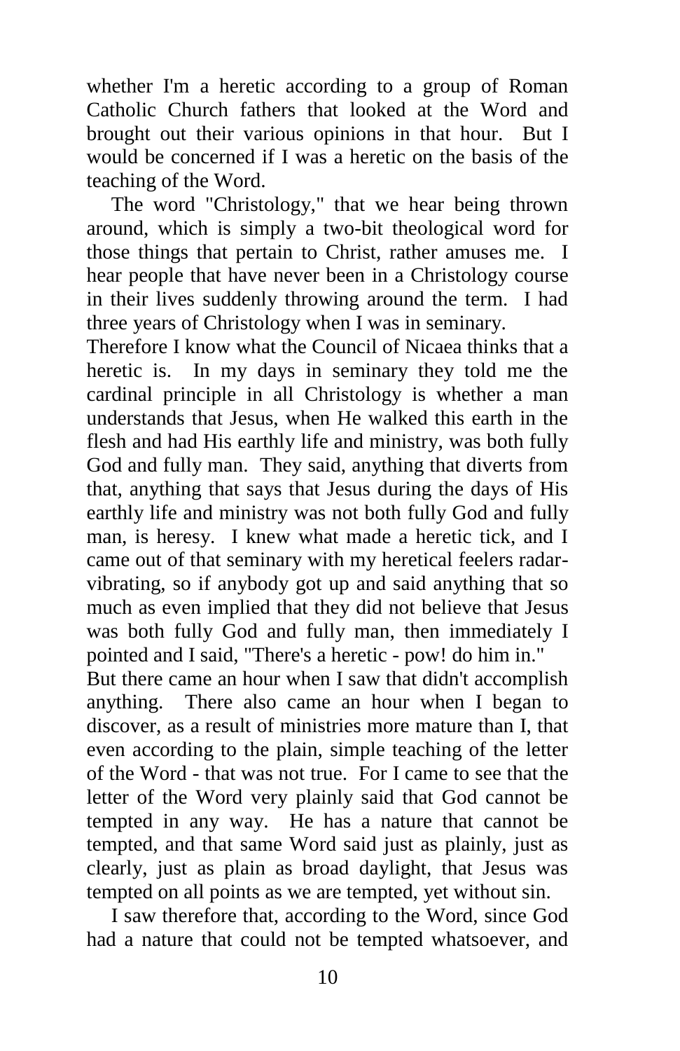whether I'm a heretic according to a group of Roman Catholic Church fathers that looked at the Word and brought out their various opinions in that hour. But I would be concerned if I was a heretic on the basis of the teaching of the Word.

The word "Christology," that we hear being thrown around, which is simply a two-bit theological word for those things that pertain to Christ, rather amuses me. I hear people that have never been in a Christology course in their lives suddenly throwing around the term. I had three years of Christology when I was in seminary.

Therefore I know what the Council of Nicaea thinks that a heretic is. In my days in seminary they told me the cardinal principle in all Christology is whether a man understands that Jesus, when He walked this earth in the flesh and had His earthly life and ministry, was both fully God and fully man. They said, anything that diverts from that, anything that says that Jesus during the days of His earthly life and ministry was not both fully God and fully man, is heresy. I knew what made a heretic tick, and I came out of that seminary with my heretical feelers radar-vibrating, so if anybody got up and said anything that so much as even implied that they did not believe that Jesus was both fully God and fully man, then immediately I pointed and I said, "There's a heretic - pow! do him in."

But there came an hour when I saw that didn't accomplish anything. There also came an hour when I began to discover, as a result of ministries more mature than I, that even according to the plain, simple teaching of the letter of the Word - that was not true. For I came to see that the letter of the Word very plainly said that God cannot be tempted in any way. He has a nature that cannot be tempted, and that same Word said just as plainly, just as clearly, just as plain as broad daylight, that Jesus was tempted on all points as we are tempted, yet without sin.

I saw therefore that, according to the Word, since God had a nature that could not be tempted whatsoever, and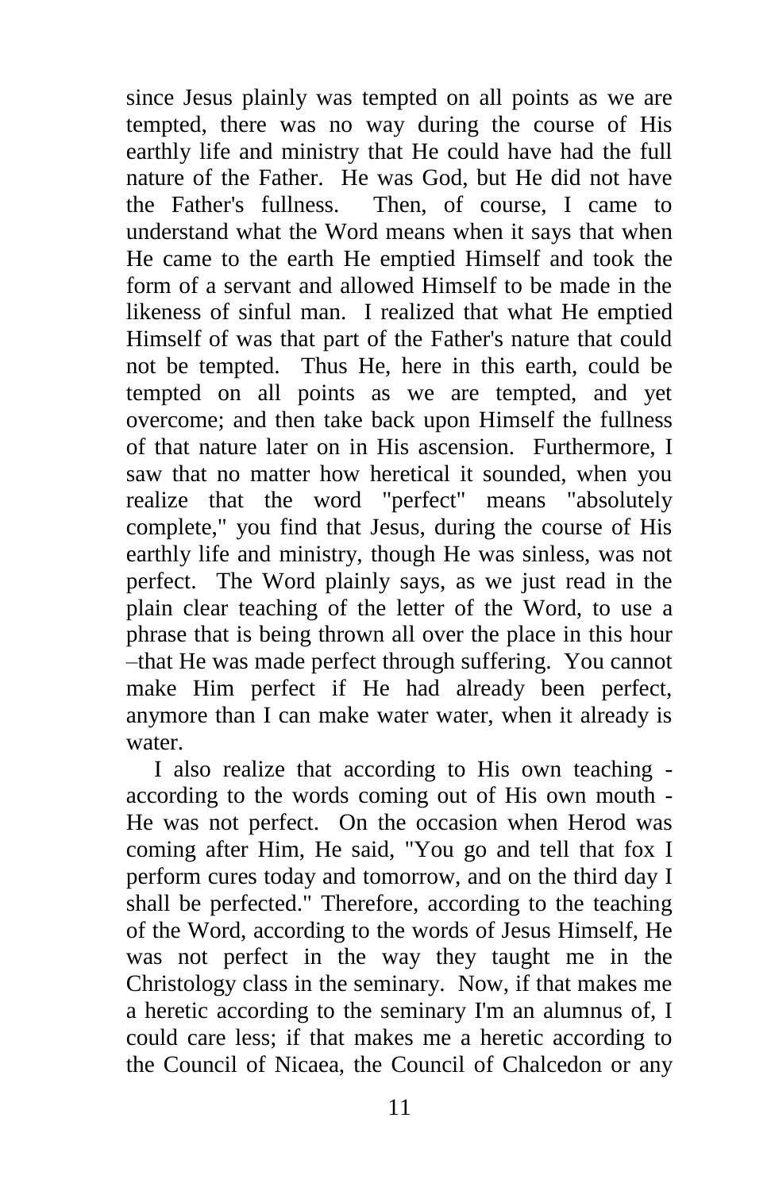since Jesus plainly was tempted on all points as we are tempted, there was no way during the course of His earthly life and ministry that He could have had the full nature of the Father. He was God, but He did not have the Father's fullness. Then, of course, I came to understand what the Word means when it says that when He came to the earth He emptied Himself and took the form of a servant and allowed Himself to be made in the likeness of sinful man. I realized that what He emptied Himself of was that part of the Father's nature that could not be tempted. Thus He, here in this earth, could be tempted on all points as we are tempted, and yet overcome; and then take back upon Himself the fullness of that nature later on in His ascension. Furthermore, I saw that no matter how heretical it sounded, when you realize that the word "perfect" means "absolutely complete," you find that Jesus, during the course of His earthly life and ministry, though He was sinless, was not perfect. The Word plainly says, as we just read in the plain clear teaching of the letter of the Word, to use a phrase that is being thrown all over the place in this hour –that He was made perfect through suffering. You cannot make Him perfect if He had already been perfect, anymore than I can make water water, when it already is water.

I also realize that according to His own teaching - according to the words coming out of His own mouth - He was not perfect. On the occasion when Herod was coming after Him, He said, "You go and tell that fox I perform cures today and tomorrow, and on the third day I shall be perfected." Therefore, according to the teaching of the Word, according to the words of Jesus Himself, He was not perfect in the way they taught me in the Christology class in the seminary. Now, if that makes me a heretic according to the seminary I'm an alumnus of, I could care less; if that makes me a heretic according to the Council of Nicaea, the Council of Chalcedon or any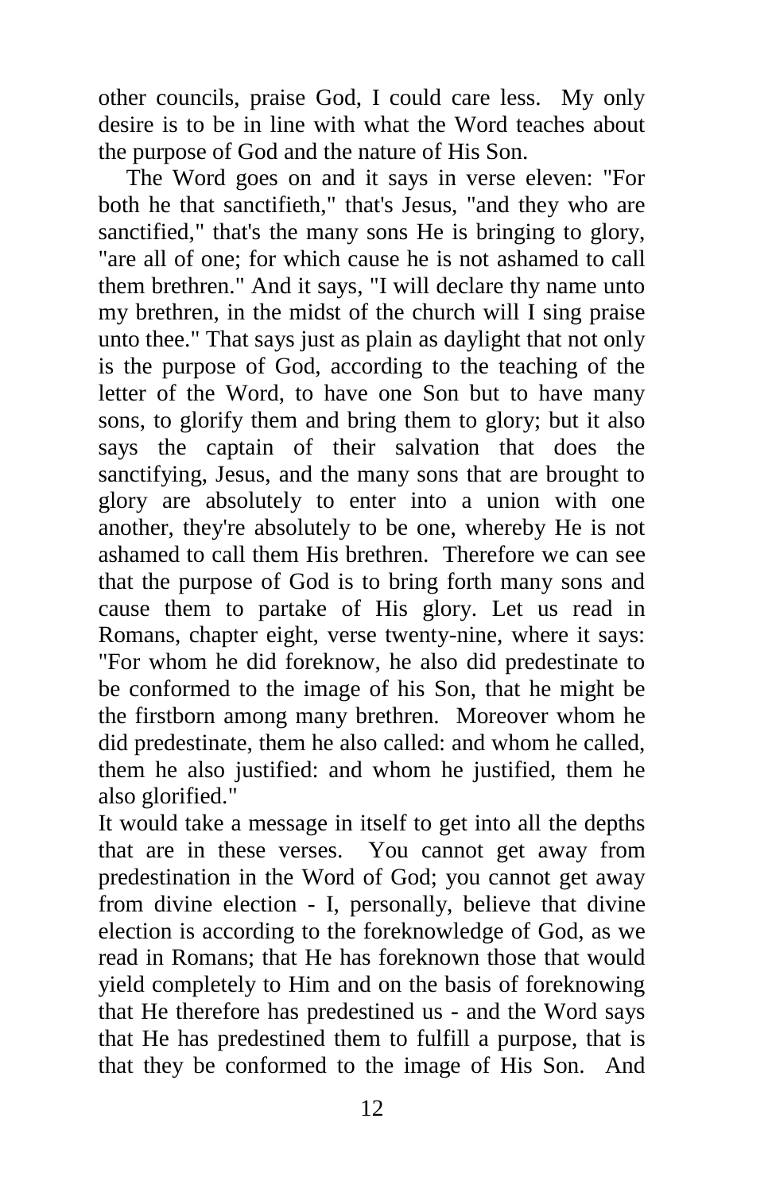other councils, praise God, I could care less. My only desire is to be in line with what the Word teaches about the purpose of God and the nature of His Son.

The Word goes on and it says in verse eleven: "For both he that sanctifieth," that's Jesus, "and they who are sanctified," that's the many sons He is bringing to glory, "are all of one; for which cause he is not ashamed to call them brethren." And it says, "I will declare thy name unto my brethren, in the midst of the church will I sing praise unto thee." That says just as plain as daylight that not only is the purpose of God, according to the teaching of the letter of the Word, to have one Son but to have many sons, to glorify them and bring them to glory; but it also says the captain of their salvation that does the sanctifying, Jesus, and the many sons that are brought to glory are absolutely to enter into a union with one another, they're absolutely to be one, whereby He is not ashamed to call them His brethren. Therefore we can see that the purpose of God is to bring forth many sons and cause them to partake of His glory. Let us read in Romans, chapter eight, verse twenty-nine, where it says: "For whom he did foreknow, he also did predestinate to be conformed to the image of his Son, that he might be the firstborn among many brethren. Moreover whom he did predestinate, them he also called: and whom he called, them he also justified: and whom he justified, them he also glorified."

It would take a message in itself to get into all the depths that are in these verses. You cannot get away from predestination in the Word of God; you cannot get away from divine election - I, personally, believe that divine election is according to the foreknowledge of God, as we read in Romans; that He has foreknown those that would yield completely to Him and on the basis of foreknowing that He therefore has predestined us - and the Word says that He has predestined them to fulfill a purpose, that is that they be conformed to the image of His Son. And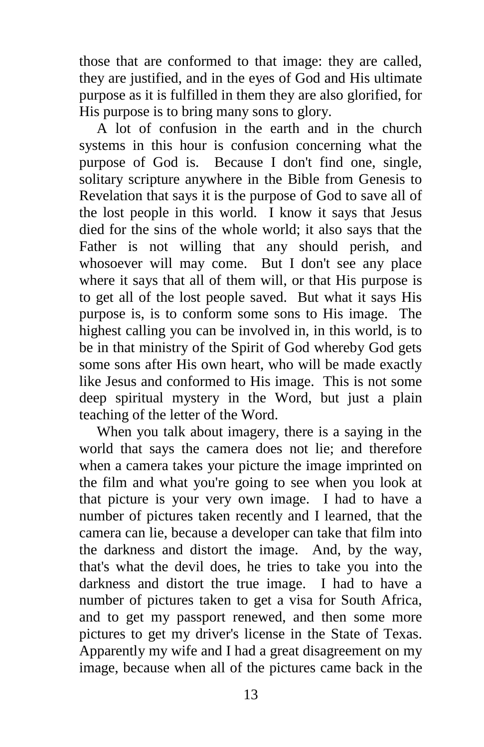those that are conformed to that image: they are called, they are justified, and in the eyes of God and His ultimate purpose as it is fulfilled in them they are also glorified, for His purpose is to bring many sons to glory.

A lot of confusion in the earth and in the church systems in this hour is confusion concerning what the purpose of God is. Because I don't find one, single, solitary scripture anywhere in the Bible from Genesis to Revelation that says it is the purpose of God to save all of the lost people in this world. I know it says that Jesus died for the sins of the whole world; it also says that the Father is not willing that any should perish, and whosoever will may come. But I don't see any place where it says that all of them will, or that His purpose is to get all of the lost people saved. But what it says His purpose is, is to conform some sons to His image. The highest calling you can be involved in, in this world, is to be in that ministry of the Spirit of God whereby God gets some sons after His own heart, who will be made exactly like Jesus and conformed to His image. This is not some deep spiritual mystery in the Word, but just a plain teaching of the letter of the Word.

When you talk about imagery, there is a saying in the world that says the camera does not lie; and therefore when a camera takes your picture the image imprinted on the film and what you're going to see when you look at that picture is your very own image. I had to have a number of pictures taken recently and I learned, that the camera can lie, because a developer can take that film into the darkness and distort the image. And, by the way, that's what the devil does, he tries to take you into the darkness and distort the true image. I had to have a number of pictures taken to get a visa for South Africa, and to get my passport renewed, and then some more pictures to get my driver's license in the State of Texas. Apparently my wife and I had a great disagreement on my image, because when all of the pictures came back in the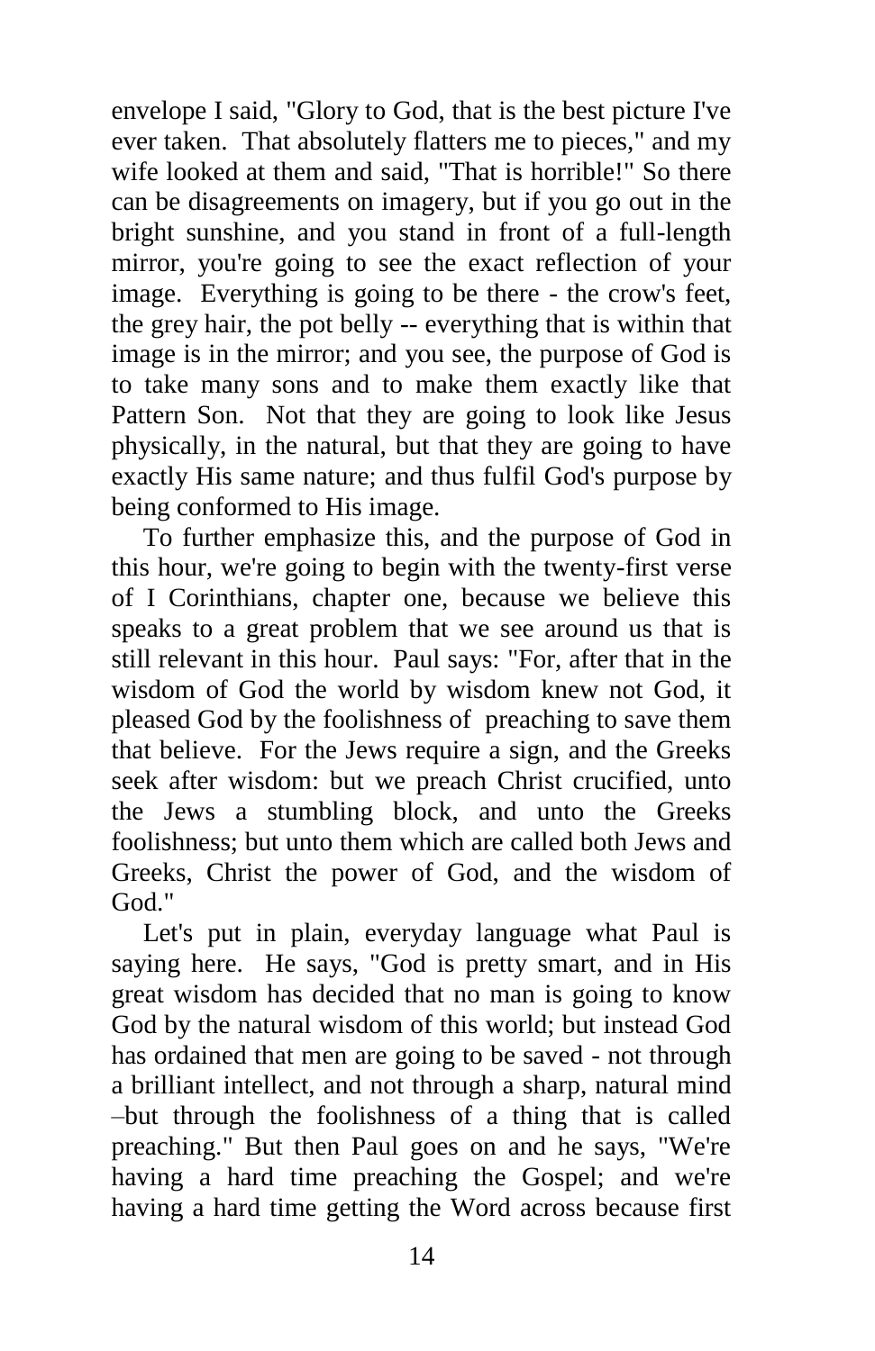envelope I said, "Glory to God, that is the best picture I've ever taken. That absolutely flatters me to pieces," and my wife looked at them and said, "That is horrible!" So there can be disagreements on imagery, but if you go out in the bright sunshine, and you stand in front of a full-length mirror, you're going to see the exact reflection of your image. Everything is going to be there - the crow's feet, the grey hair, the pot belly -- everything that is within that image is in the mirror; and you see, the purpose of God is to take many sons and to make them exactly like that Pattern Son. Not that they are going to look like Jesus physically, in the natural, but that they are going to have exactly His same nature; and thus fulfil God's purpose by being conformed to His image.

To further emphasize this, and the purpose of God in this hour, we're going to begin with the twenty-first verse of I Corinthians, chapter one, because we believe this speaks to a great problem that we see around us that is still relevant in this hour. Paul says: "For, after that in the wisdom of God the world by wisdom knew not God, it pleased God by the foolishness of preaching to save them that believe. For the Jews require a sign, and the Greeks seek after wisdom: but we preach Christ crucified, unto the Jews a stumbling block, and unto the Greeks foolishness; but unto them which are called both Jews and Greeks, Christ the power of God, and the wisdom of God."

Let's put in plain, everyday language what Paul is saying here. He says, "God is pretty smart, and in His great wisdom has decided that no man is going to know God by the natural wisdom of this world; but instead God has ordained that men are going to be saved - not through a brilliant intellect, and not through a sharp, natural mind –but through the foolishness of a thing that is called preaching." But then Paul goes on and he says, "We're having a hard time preaching the Gospel; and we're having a hard time getting the Word across because first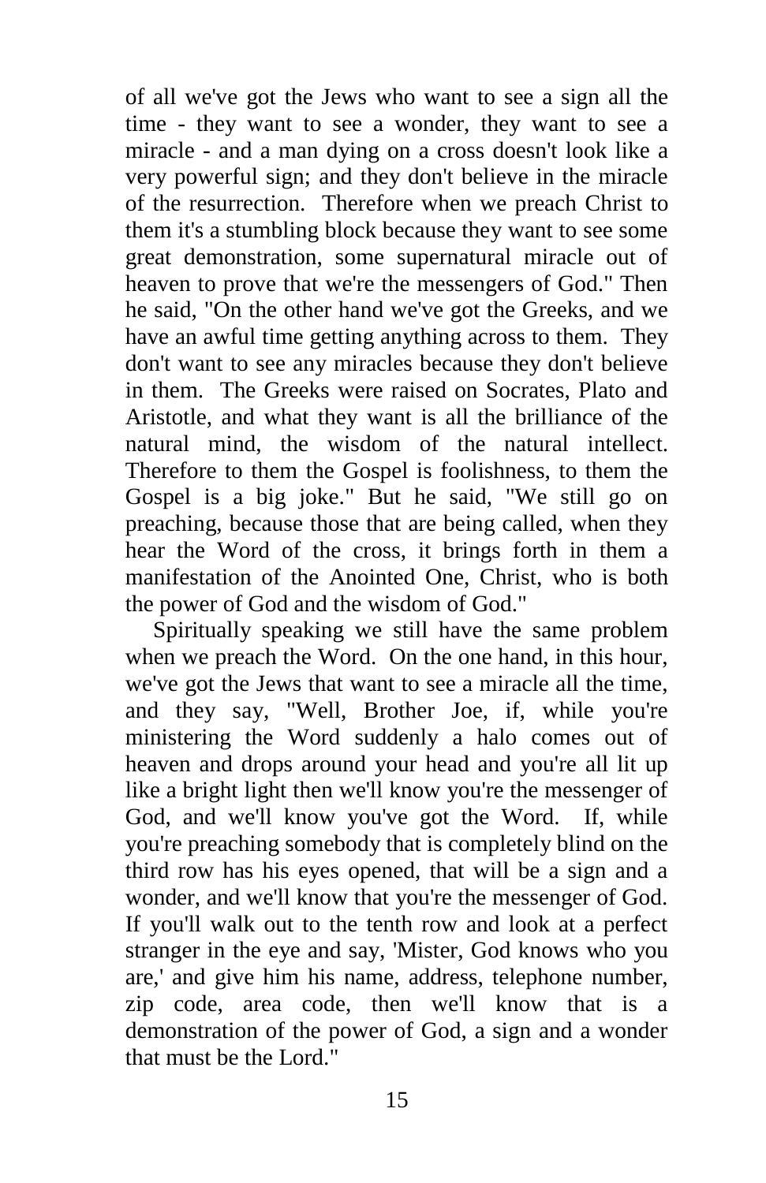of all we've got the Jews who want to see a sign all the time - they want to see a wonder, they want to see a miracle - and a man dying on a cross doesn't look like a very powerful sign; and they don't believe in the miracle of the resurrection. Therefore when we preach Christ to them it's a stumbling block because they want to see some great demonstration, some supernatural miracle out of heaven to prove that we're the messengers of God." Then he said, "On the other hand we've got the Greeks, and we have an awful time getting anything across to them. They don't want to see any miracles because they don't believe in them. The Greeks were raised on Socrates, Plato and Aristotle, and what they want is all the brilliance of the natural mind, the wisdom of the natural intellect. Therefore to them the Gospel is foolishness, to them the Gospel is a big joke." But he said, "We still go on preaching, because those that are being called, when they hear the Word of the cross, it brings forth in them a manifestation of the Anointed One, Christ, who is both the power of God and the wisdom of God."

Spiritually speaking we still have the same problem when we preach the Word. On the one hand, in this hour, we've got the Jews that want to see a miracle all the time, and they say, "Well, Brother Joe, if, while you're ministering the Word suddenly a halo comes out of heaven and drops around your head and you're all lit up like a bright light then we'll know you're the messenger of God, and we'll know you've got the Word. If, while you're preaching somebody that is completely blind on the third row has his eyes opened, that will be a sign and a wonder, and we'll know that you're the messenger of God. If you'll walk out to the tenth row and look at a perfect stranger in the eye and say, 'Mister, God knows who you are,' and give him his name, address, telephone number, zip code, area code, then we'll know that is a demonstration of the power of God, a sign and a wonder that must be the Lord."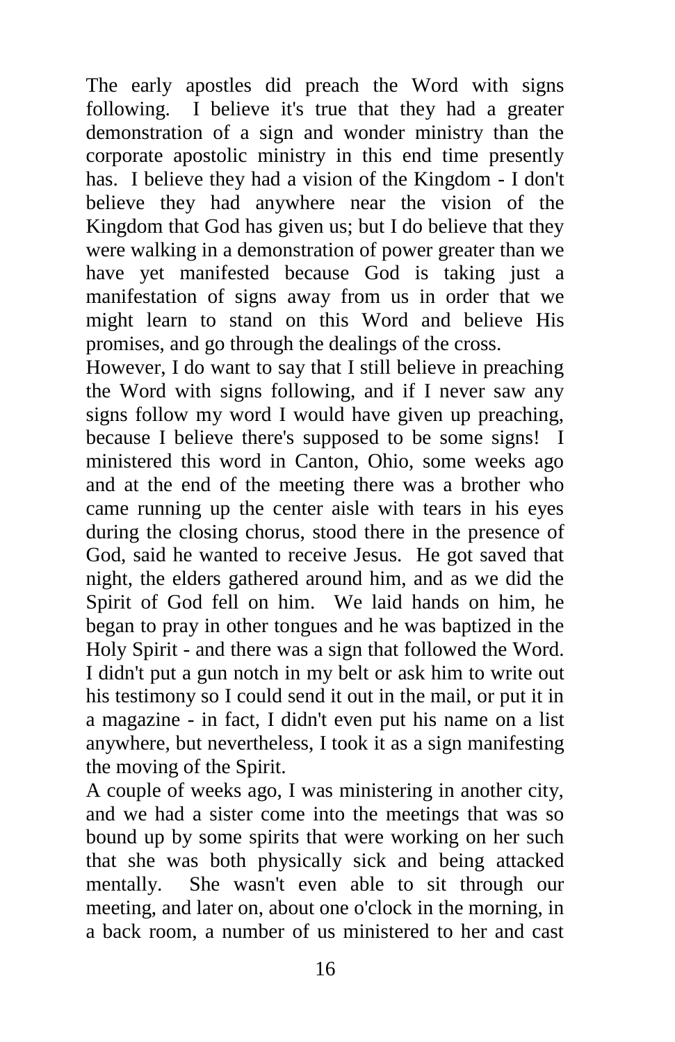The early apostles did preach the Word with signs following. I believe it's true that they had a greater demonstration of a sign and wonder ministry than the corporate apostolic ministry in this end time presently has. I believe they had a vision of the Kingdom - I don't believe they had anywhere near the vision of the Kingdom that God has given us; but I do believe that they were walking in a demonstration of power greater than we have yet manifested because God is taking just a manifestation of signs away from us in order that we might learn to stand on this Word and believe His promises, and go through the dealings of the cross.

However, I do want to say that I still believe in preaching the Word with signs following, and if I never saw any signs follow my word I would have given up preaching, because I believe there's supposed to be some signs! I ministered this word in Canton, Ohio, some weeks ago and at the end of the meeting there was a brother who came running up the center aisle with tears in his eyes during the closing chorus, stood there in the presence of God, said he wanted to receive Jesus. He got saved that night, the elders gathered around him, and as we did the Spirit of God fell on him. We laid hands on him, he began to pray in other tongues and he was baptized in the Holy Spirit - and there was a sign that followed the Word. I didn't put a gun notch in my belt or ask him to write out his testimony so I could send it out in the mail, or put it in a magazine - in fact, I didn't even put his name on a list anywhere, but nevertheless, I took it as a sign manifesting the moving of the Spirit.

A couple of weeks ago, I was ministering in another city, and we had a sister come into the meetings that was so bound up by some spirits that were working on her such that she was both physically sick and being attacked mentally. She wasn't even able to sit through our meeting, and later on, about one o'clock in the morning, in a back room, a number of us ministered to her and cast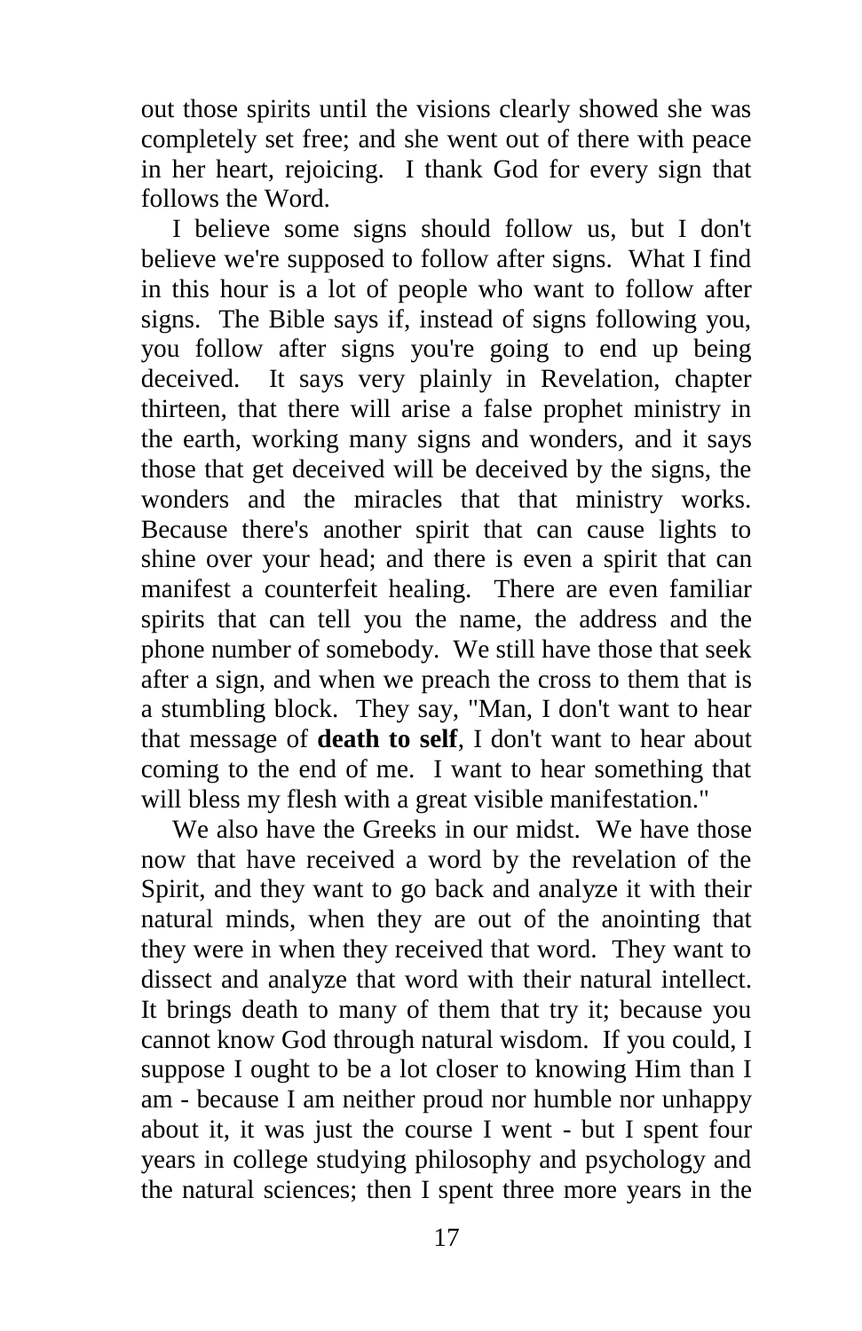out those spirits until the visions clearly showed she was completely set free; and she went out of there with peace in her heart, rejoicing. I thank God for every sign that follows the Word.

I believe some signs should follow us, but I don't believe we're supposed to follow after signs. What I find in this hour is a lot of people who want to follow after signs. The Bible says if, instead of signs following you, you follow after signs you're going to end up being deceived. It says very plainly in Revelation, chapter thirteen, that there will arise a false prophet ministry in the earth, working many signs and wonders, and it says those that get deceived will be deceived by the signs, the wonders and the miracles that that ministry works. Because there's another spirit that can cause lights to shine over your head; and there is even a spirit that can manifest a counterfeit healing. There are even familiar spirits that can tell you the name, the address and the phone number of somebody. We still have those that seek after a sign, and when we preach the cross to them that is a stumbling block. They say, "Man, I don't want to hear that message of **death to self**, I don't want to hear about coming to the end of me. I want to hear something that will bless my flesh with a great visible manifestation."

We also have the Greeks in our midst. We have those now that have received a word by the revelation of the Spirit, and they want to go back and analyze it with their natural minds, when they are out of the anointing that they were in when they received that word. They want to dissect and analyze that word with their natural intellect. It brings death to many of them that try it; because you cannot know God through natural wisdom. If you could, I suppose I ought to be a lot closer to knowing Him than I am - because I am neither proud nor humble nor unhappy about it, it was just the course I went - but I spent four years in college studying philosophy and psychology and the natural sciences; then I spent three more years in the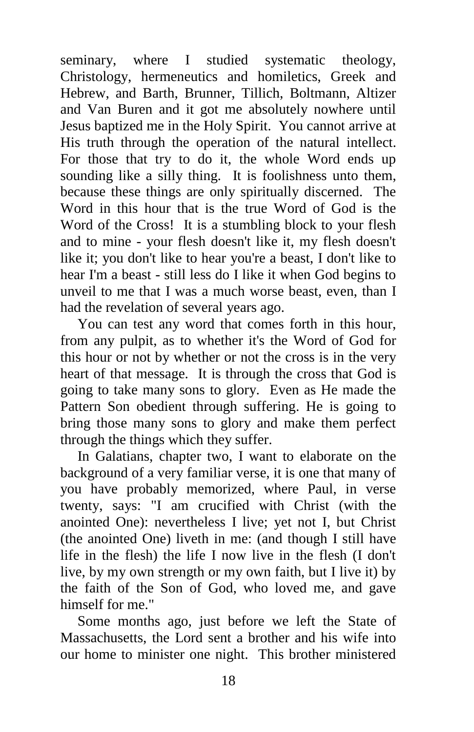seminary, where I studied systematic theology, Christology, hermeneutics and homiletics, Greek and Hebrew, and Barth, Brunner, Tillich, Boltmann, Altizer and Van Buren and it got me absolutely nowhere until Jesus baptized me in the Holy Spirit. You cannot arrive at His truth through the operation of the natural intellect. For those that try to do it, the whole Word ends up sounding like a silly thing. It is foolishness unto them, because these things are only spiritually discerned. The Word in this hour that is the true Word of God is the Word of the Cross! It is a stumbling block to your flesh and to mine - your flesh doesn't like it, my flesh doesn't like it; you don't like to hear you're a beast, I don't like to hear I'm a beast - still less do I like it when God begins to unveil to me that I was a much worse beast, even, than I had the revelation of several years ago.

You can test any word that comes forth in this hour, from any pulpit, as to whether it's the Word of God for this hour or not by whether or not the cross is in the very heart of that message. It is through the cross that God is going to take many sons to glory. Even as He made the Pattern Son obedient through suffering. He is going to bring those many sons to glory and make them perfect through the things which they suffer.

In Galatians, chapter two, I want to elaborate on the background of a very familiar verse, it is one that many of you have probably memorized, where Paul, in verse twenty, says: "I am crucified with Christ (with the anointed One): nevertheless I live; yet not I, but Christ (the anointed One) liveth in me: (and though I still have life in the flesh) the life I now live in the flesh (I don't live, by my own strength or my own faith, but I live it) by the faith of the Son of God, who loved me, and gave himself for me."

Some months ago, just before we left the State of Massachusetts, the Lord sent a brother and his wife into our home to minister one night. This brother ministered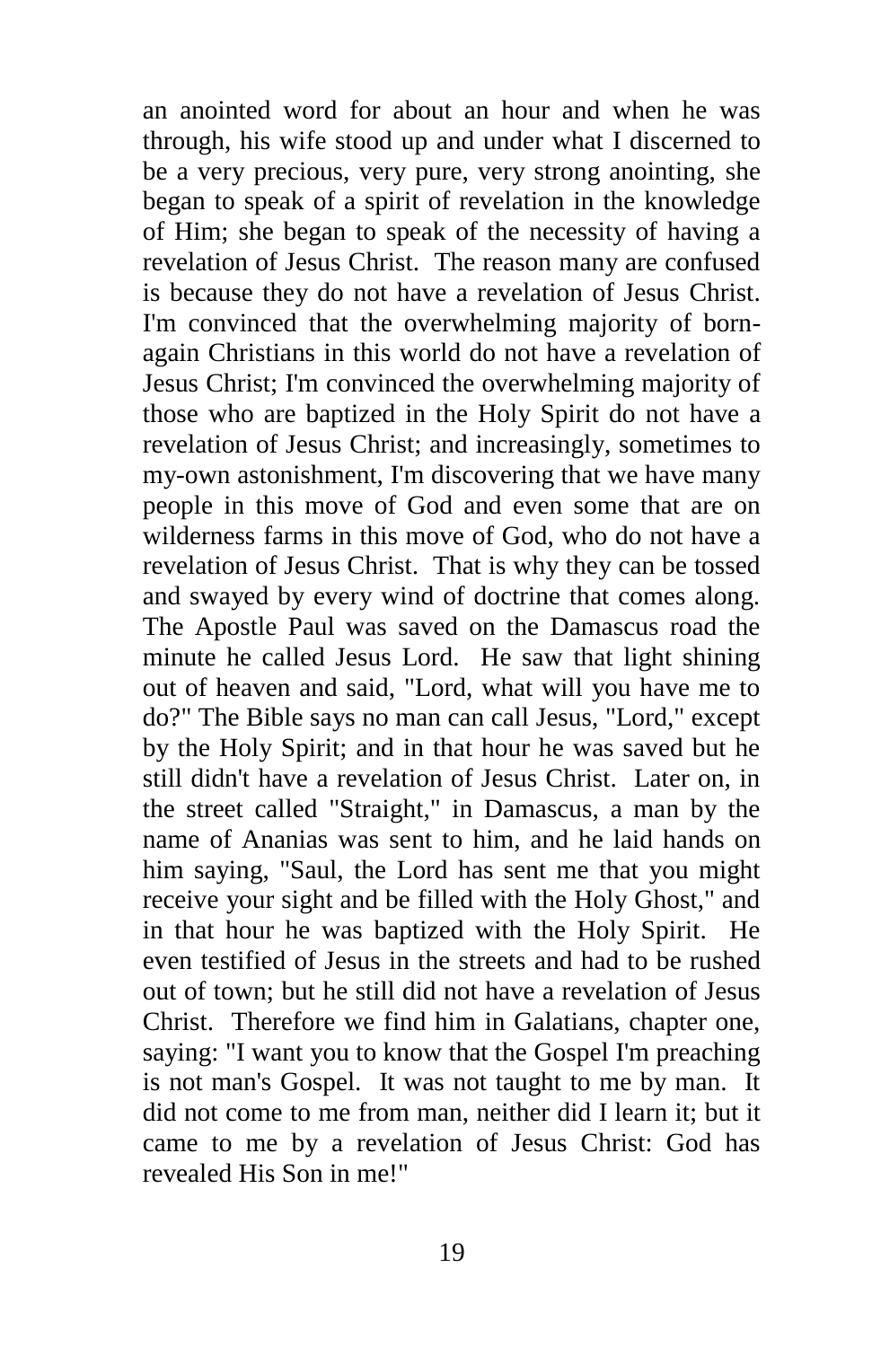an anointed word for about an hour and when he was through, his wife stood up and under what I discerned to be a very precious, very pure, very strong anointing, she began to speak of a spirit of revelation in the knowledge of Him; she began to speak of the necessity of having a revelation of Jesus Christ. The reason many are confused is because they do not have a revelation of Jesus Christ. I'm convinced that the overwhelming majority of born-again Christians in this world do not have a revelation of Jesus Christ; I'm convinced the overwhelming majority of those who are baptized in the Holy Spirit do not have a revelation of Jesus Christ; and increasingly, sometimes to my-own astonishment, I'm discovering that we have many people in this move of God and even some that are on wilderness farms in this move of God, who do not have a revelation of Jesus Christ. That is why they can be tossed and swayed by every wind of doctrine that comes along. The Apostle Paul was saved on the Damascus road the minute he called Jesus Lord. He saw that light shining out of heaven and said, "Lord, what will you have me to do?" The Bible says no man can call Jesus, "Lord," except by the Holy Spirit; and in that hour he was saved but he still didn't have a revelation of Jesus Christ. Later on, in the street called "Straight," in Damascus, a man by the name of Ananias was sent to him, and he laid hands on him saying, "Saul, the Lord has sent me that you might receive your sight and be filled with the Holy Ghost," and in that hour he was baptized with the Holy Spirit. He even testified of Jesus in the streets and had to be rushed out of town; but he still did not have a revelation of Jesus Christ. Therefore we find him in Galatians, chapter one, saying: "I want you to know that the Gospel I'm preaching is not man's Gospel. It was not taught to me by man. It did not come to me from man, neither did I learn it; but it came to me by a revelation of Jesus Christ: God has revealed His Son in me!"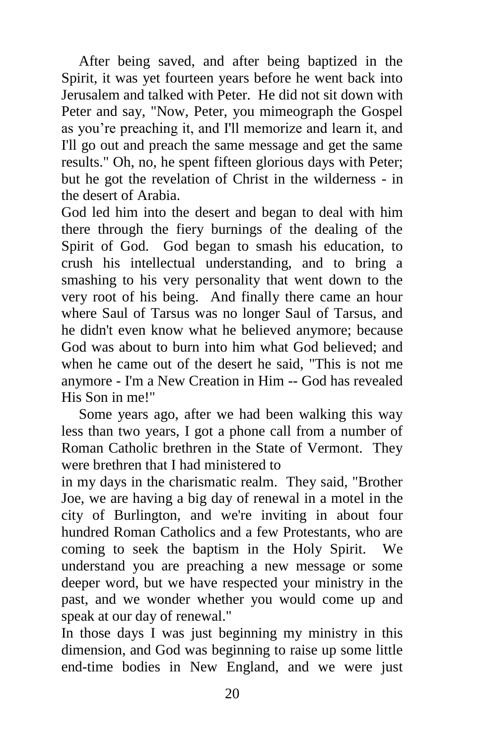After being saved, and after being baptized in the Spirit, it was yet fourteen years before he went back into Jerusalem and talked with Peter. He did not sit down with Peter and say, "Now, Peter, you mimeograph the Gospel as you're preaching it, and I'll memorize and learn it, and I'll go out and preach the same message and get the same results." Oh, no, he spent fifteen glorious days with Peter; but he got the revelation of Christ in the wilderness - in the desert of Arabia.

God led him into the desert and began to deal with him there through the fiery burnings of the dealing of the Spirit of God. God began to smash his education, to crush his intellectual understanding, and to bring a smashing to his very personality that went down to the very root of his being. And finally there came an hour where Saul of Tarsus was no longer Saul of Tarsus, and he didn't even know what he believed anymore; because God was about to burn into him what God believed; and when he came out of the desert he said, "This is not me anymore - I'm a New Creation in Him -- God has revealed His Son in me!"

Some years ago, after we had been walking this way less than two years, I got a phone call from a number of Roman Catholic brethren in the State of Vermont. They were brethren that I had ministered to in my days in the charismatic realm. They said, "Brother Joe, we are having a big day of renewal in a motel in the city of Burlington, and we're inviting in about four hundred Roman Catholics and a few Protestants, who are coming to seek the baptism in the Holy Spirit. We understand you are preaching a new message or some deeper word, but we have respected your ministry in the past, and we wonder whether you would come up and speak at our day of renewal."

In those days I was just beginning my ministry in this dimension, and God was beginning to raise up some little end-time bodies in New England, and we were just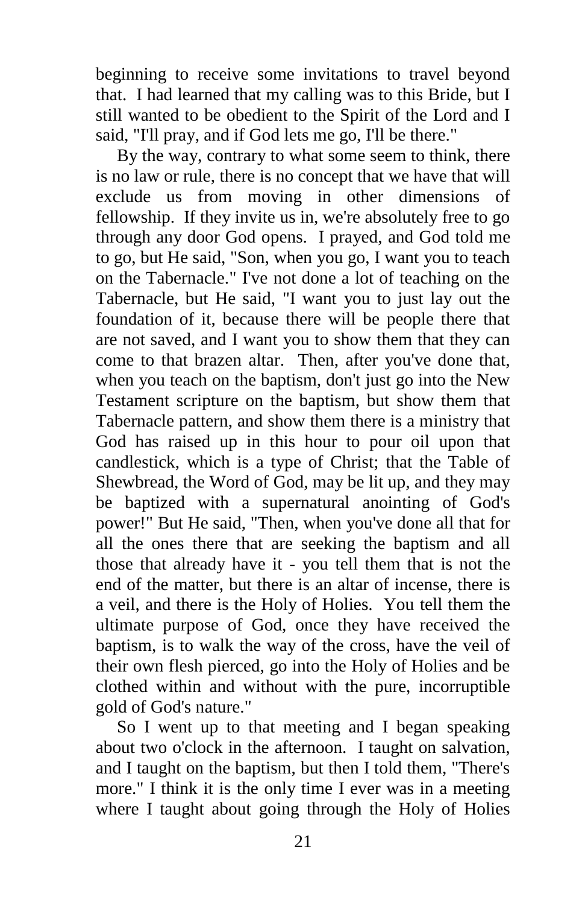beginning to receive some invitations to travel beyond that. I had learned that my calling was to this Bride, but I still wanted to be obedient to the Spirit of the Lord and I said, "I'll pray, and if God lets me go, I'll be there."

By the way, contrary to what some seem to think, there is no law or rule, there is no concept that we have that will exclude us from moving in other dimensions of fellowship. If they invite us in, we're absolutely free to go through any door God opens. I prayed, and God told me to go, but He said, "Son, when you go, I want you to teach on the Tabernacle." I've not done a lot of teaching on the Tabernacle, but He said, "I want you to just lay out the foundation of it, because there will be people there that are not saved, and I want you to show them that they can come to that brazen altar. Then, after you've done that, when you teach on the baptism, don't just go into the New Testament scripture on the baptism, but show them that Tabernacle pattern, and show them there is a ministry that God has raised up in this hour to pour oil upon that candlestick, which is a type of Christ; that the Table of Shewbread, the Word of God, may be lit up, and they may be baptized with a supernatural anointing of God's power!" But He said, "Then, when you've done all that for all the ones there that are seeking the baptism and all those that already have it - you tell them that is not the end of the matter, but there is an altar of incense, there is a veil, and there is the Holy of Holies. You tell them the ultimate purpose of God, once they have received the baptism, is to walk the way of the cross, have the veil of their own flesh pierced, go into the Holy of Holies and be clothed within and without with the pure, incorruptible gold of God's nature."

So I went up to that meeting and I began speaking about two o'clock in the afternoon. I taught on salvation, and I taught on the baptism, but then I told them, "There's more." I think it is the only time I ever was in a meeting where I taught about going through the Holy of Holies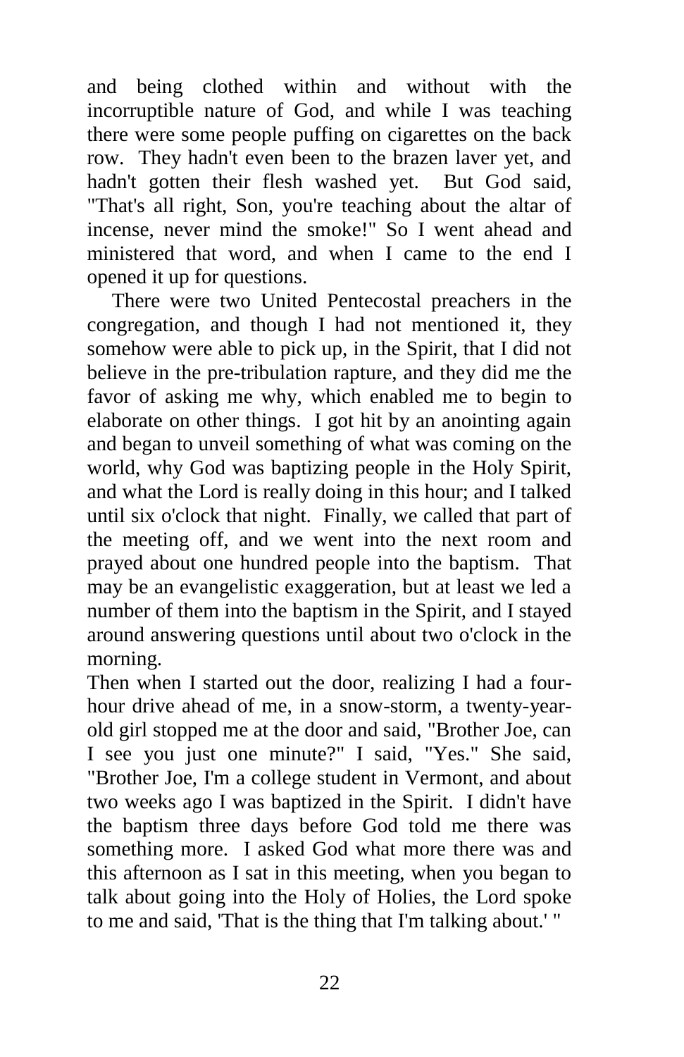and being clothed within and without with the incorruptible nature of God, and while I was teaching there were some people puffing on cigarettes on the back row. They hadn't even been to the brazen laver yet, and hadn't gotten their flesh washed yet. But God said, "That's all right, Son, you're teaching about the altar of incense, never mind the smoke!" So I went ahead and ministered that word, and when I came to the end I opened it up for questions.

There were two United Pentecostal preachers in the congregation, and though I had not mentioned it, they somehow were able to pick up, in the Spirit, that I did not believe in the pre-tribulation rapture, and they did me the favor of asking me why, which enabled me to begin to elaborate on other things. I got hit by an anointing again and began to unveil something of what was coming on the world, why God was baptizing people in the Holy Spirit, and what the Lord is really doing in this hour; and I talked until six o'clock that night. Finally, we called that part of the meeting off, and we went into the next room and prayed about one hundred people into the baptism. That may be an evangelistic exaggeration, but at least we led a number of them into the baptism in the Spirit, and I stayed around answering questions until about two o'clock in the morning.

Then when I started out the door, realizing I had a four-hour drive ahead of me, in a snow-storm, a twenty-year-old girl stopped me at the door and said, "Brother Joe, can I see you just one minute?" I said, "Yes." She said, "Brother Joe, I'm a college student in Vermont, and about two weeks ago I was baptized in the Spirit. I didn't have the baptism three days before God told me there was something more. I asked God what more there was and this afternoon as I sat in this meeting, when you began to talk about going into the Holy of Holies, the Lord spoke to me and said, 'That is the thing that I'm talking about.' "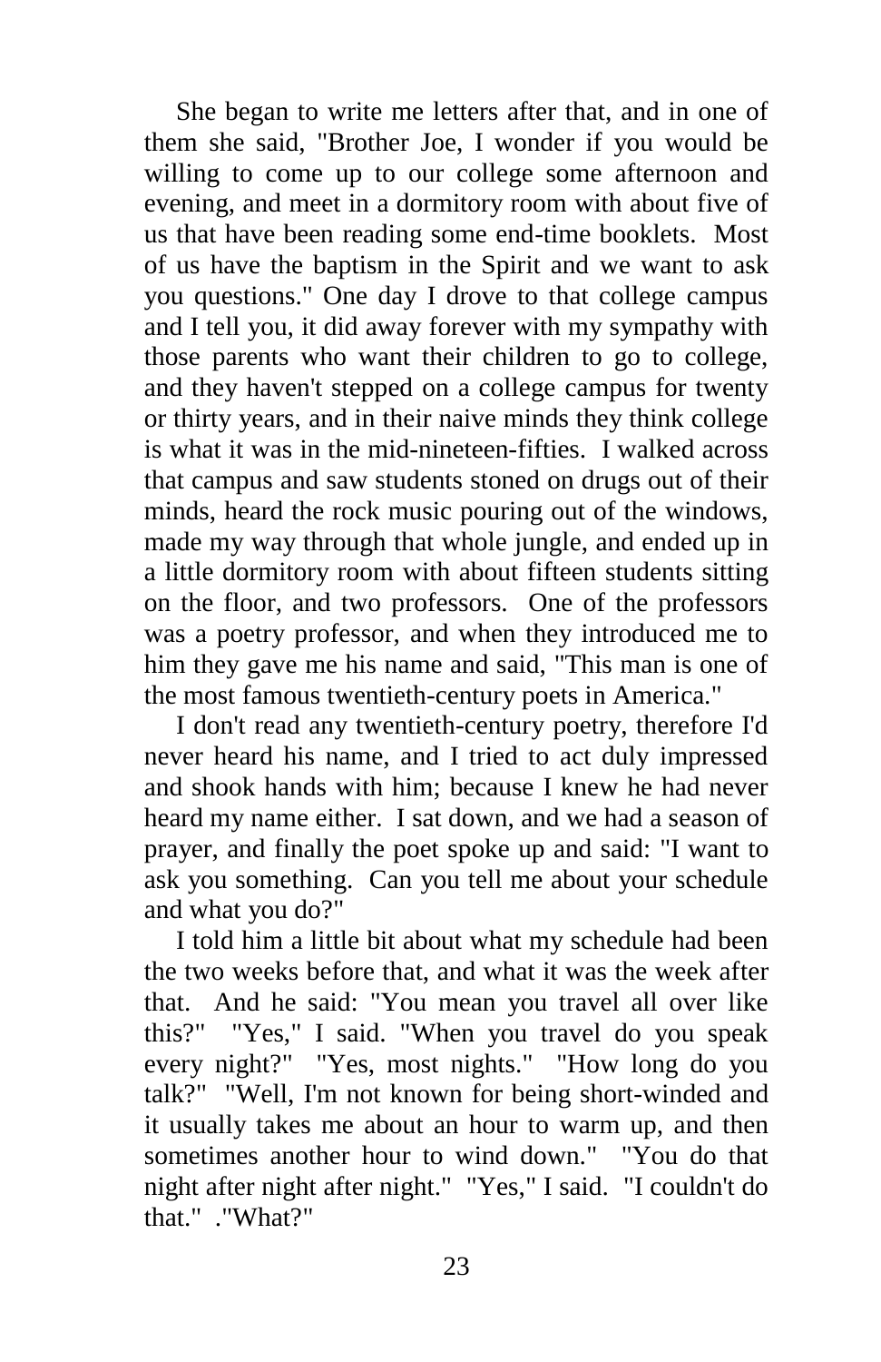She began to write me letters after that, and in one of them she said, "Brother Joe, I wonder if you would be willing to come up to our college some afternoon and evening, and meet in a dormitory room with about five of us that have been reading some end-time booklets. Most of us have the baptism in the Spirit and we want to ask you questions." One day I drove to that college campus and I tell you, it did away forever with my sympathy with those parents who want their children to go to college, and they haven't stepped on a college campus for twenty or thirty years, and in their naive minds they think college is what it was in the mid-nineteen-fifties. I walked across that campus and saw students stoned on drugs out of their minds, heard the rock music pouring out of the windows, made my way through that whole jungle, and ended up in a little dormitory room with about fifteen students sitting on the floor, and two professors. One of the professors was a poetry professor, and when they introduced me to him they gave me his name and said, "This man is one of the most famous twentieth-century poets in America."

I don't read any twentieth-century poetry, therefore I'd never heard his name, and I tried to act duly impressed and shook hands with him; because I knew he had never heard my name either. I sat down, and we had a season of prayer, and finally the poet spoke up and said: "I want to ask you something. Can you tell me about your schedule and what you do?"

I told him a little bit about what my schedule had been the two weeks before that, and what it was the week after that. And he said: "You mean you travel all over like this?" "Yes," I said. "When you travel do you speak every night?" "Yes, most nights." "How long do you talk?" "Well, I'm not known for being short-winded and it usually takes me about an hour to warm up, and then sometimes another hour to wind down." "You do that night after night after night." "Yes," I said. "I couldn't do that." ."What?"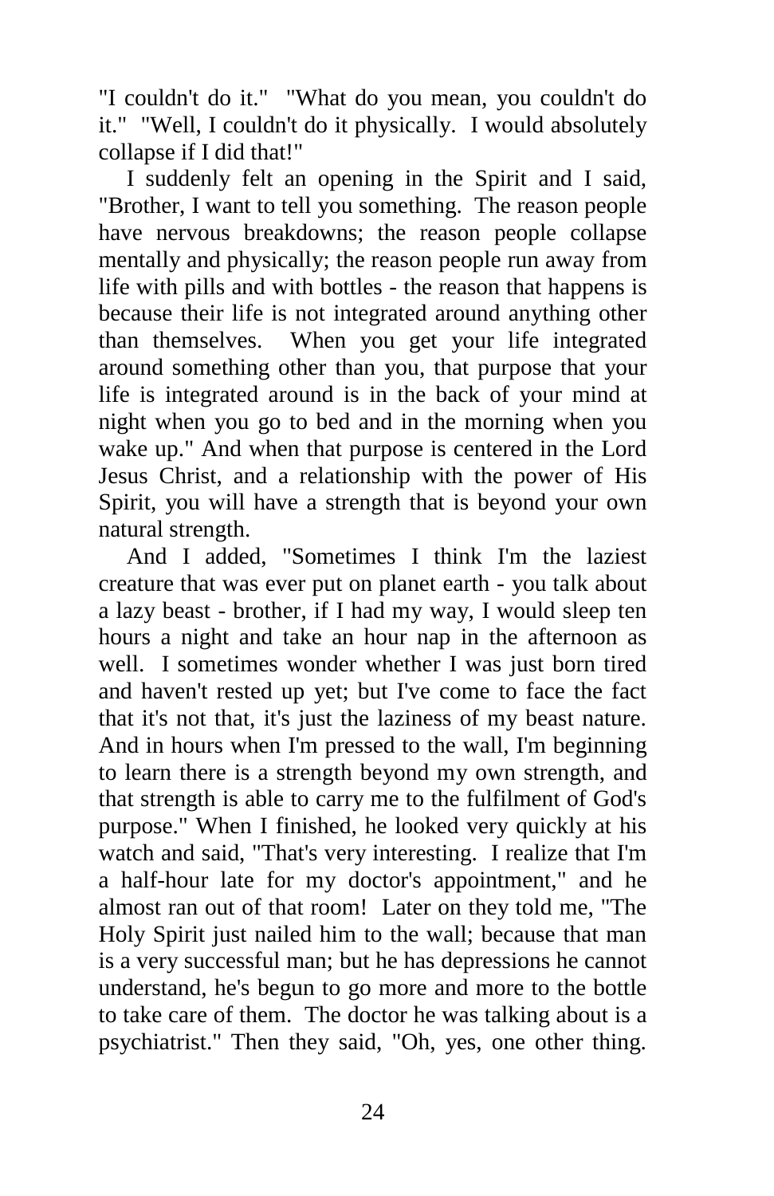"I couldn't do it." "What do you mean, you couldn't do it." "Well, I couldn't do it physically. I would absolutely collapse if I did that!"

I suddenly felt an opening in the Spirit and I said, "Brother, I want to tell you something. The reason people have nervous breakdowns; the reason people collapse mentally and physically; the reason people run away from life with pills and with bottles - the reason that happens is because their life is not integrated around anything other than themselves. When you get your life integrated around something other than you, that purpose that your life is integrated around is in the back of your mind at night when you go to bed and in the morning when you wake up." And when that purpose is centered in the Lord Jesus Christ, and a relationship with the power of His Spirit, you will have a strength that is beyond your own natural strength.

And I added, "Sometimes I think I'm the laziest creature that was ever put on planet earth - you talk about a lazy beast - brother, if I had my way, I would sleep ten hours a night and take an hour nap in the afternoon as well. I sometimes wonder whether I was just born tired and haven't rested up yet; but I've come to face the fact that it's not that, it's just the laziness of my beast nature. And in hours when I'm pressed to the wall, I'm beginning to learn there is a strength beyond my own strength, and that strength is able to carry me to the fulfilment of God's purpose." When I finished, he looked very quickly at his watch and said, "That's very interesting. I realize that I'm a half-hour late for my doctor's appointment," and he almost ran out of that room! Later on they told me, "The Holy Spirit just nailed him to the wall; because that man is a very successful man; but he has depressions he cannot understand, he's begun to go more and more to the bottle to take care of them. The doctor he was talking about is a psychiatrist." Then they said, "Oh, yes, one other thing.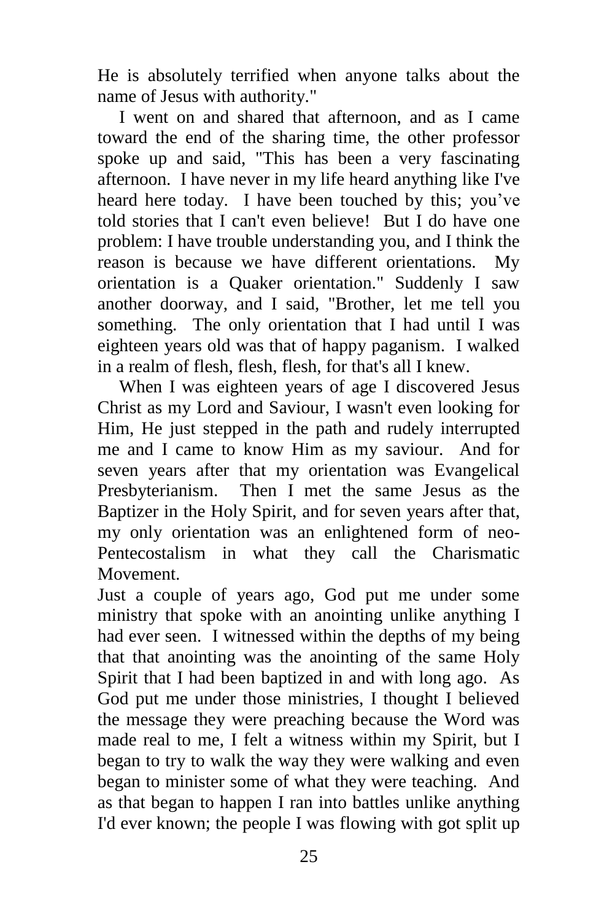He is absolutely terrified when anyone talks about the name of Jesus with authority."

I went on and shared that afternoon, and as I came toward the end of the sharing time, the other professor spoke up and said, "This has been a very fascinating afternoon. I have never in my life heard anything like I've heard here today. I have been touched by this; you've told stories that I can't even believe! But I do have one problem: I have trouble understanding you, and I think the reason is because we have different orientations. My orientation is a Quaker orientation." Suddenly I saw another doorway, and I said, "Brother, let me tell you something. The only orientation that I had until I was eighteen years old was that of happy paganism. I walked in a realm of flesh, flesh, flesh, for that's all I knew.

When I was eighteen years of age I discovered Jesus Christ as my Lord and Saviour, I wasn't even looking for Him, He just stepped in the path and rudely interrupted me and I came to know Him as my saviour. And for seven years after that my orientation was Evangelical Presbyterianism. Then I met the same Jesus as the Baptizer in the Holy Spirit, and for seven years after that, my only orientation was an enlightened form of neo-Pentecostalism in what they call the Charismatic Movement.

Just a couple of years ago, God put me under some ministry that spoke with an anointing unlike anything I had ever seen. I witnessed within the depths of my being that that anointing was the anointing of the same Holy Spirit that I had been baptized in and with long ago. As God put me under those ministries, I thought I believed the message they were preaching because the Word was made real to me, I felt a witness within my Spirit, but I began to try to walk the way they were walking and even began to minister some of what they were teaching. And as that began to happen I ran into battles unlike anything I'd ever known; the people I was flowing with got split up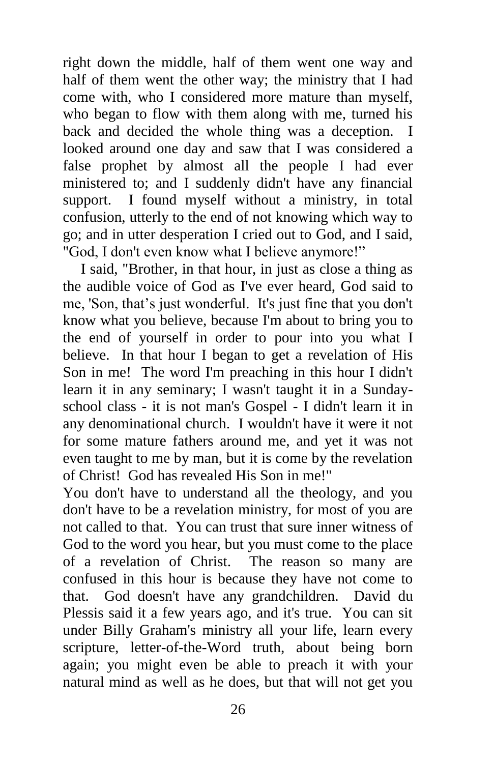right down the middle, half of them went one way and half of them went the other way; the ministry that I had come with, who I considered more mature than myself, who began to flow with them along with me, turned his back and decided the whole thing was a deception. I looked around one day and saw that I was considered a false prophet by almost all the people I had ever ministered to; and I suddenly didn't have any financial support. I found myself without a ministry, in total confusion, utterly to the end of not knowing which way to go; and in utter desperation I cried out to God, and I said, "God, I don't even know what I believe anymore!"

I said, "Brother, in that hour, in just as close a thing as the audible voice of God as I've ever heard, God said to me, 'Son, that's just wonderful. It's just fine that you don't know what you believe, because I'm about to bring you to the end of yourself in order to pour into you what I believe. In that hour I began to get a revelation of His Son in me! The word I'm preaching in this hour I didn't learn it in any seminary; I wasn't taught it in a Sunday-school class - it is not man's Gospel - I didn't learn it in any denominational church. I wouldn't have it were it not for some mature fathers around me, and yet it was not even taught to me by man, but it is come by the revelation of Christ! God has revealed His Son in me!"

You don't have to understand all the theology, and you don't have to be a revelation ministry, for most of you are not called to that. You can trust that sure inner witness of God to the word you hear, but you must come to the place of a revelation of Christ. The reason so many are confused in this hour is because they have not come to that. God doesn't have any grandchildren. David du Plessis said it a few years ago, and it's true. You can sit under Billy Graham's ministry all your life, learn every scripture, letter-of-the-Word truth, about being born again; you might even be able to preach it with your natural mind as well as he does, but that will not get you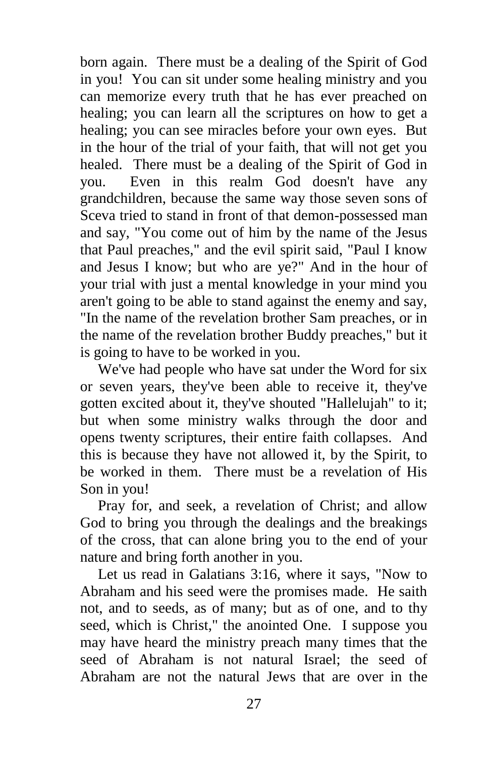born again. There must be a dealing of the Spirit of God in you! You can sit under some healing ministry and you can memorize every truth that he has ever preached on healing; you can learn all the scriptures on how to get a healing; you can see miracles before your own eyes. But in the hour of the trial of your faith, that will not get you healed. There must be a dealing of the Spirit of God in you. Even in this realm God doesn't have any grandchildren, because the same way those seven sons of Sceva tried to stand in front of that demon-possessed man and say, "You come out of him by the name of the Jesus that Paul preaches," and the evil spirit said, "Paul I know and Jesus I know; but who are ye?" And in the hour of your trial with just a mental knowledge in your mind you aren't going to be able to stand against the enemy and say, "In the name of the revelation brother Sam preaches, or in the name of the revelation brother Buddy preaches," but it is going to have to be worked in you.

We've had people who have sat under the Word for six or seven years, they've been able to receive it, they've gotten excited about it, they've shouted "Hallelujah" to it; but when some ministry walks through the door and opens twenty scriptures, their entire faith collapses. And this is because they have not allowed it, by the Spirit, to be worked in them. There must be a revelation of His Son in you!

Pray for, and seek, a revelation of Christ; and allow God to bring you through the dealings and the breakings of the cross, that can alone bring you to the end of your nature and bring forth another in you.

Let us read in Galatians 3:16, where it says, "Now to Abraham and his seed were the promises made. He saith not, and to seeds, as of many; but as of one, and to thy seed, which is Christ," the anointed One. I suppose you may have heard the ministry preach many times that the seed of Abraham is not natural Israel; the seed of Abraham are not the natural Jews that are over in the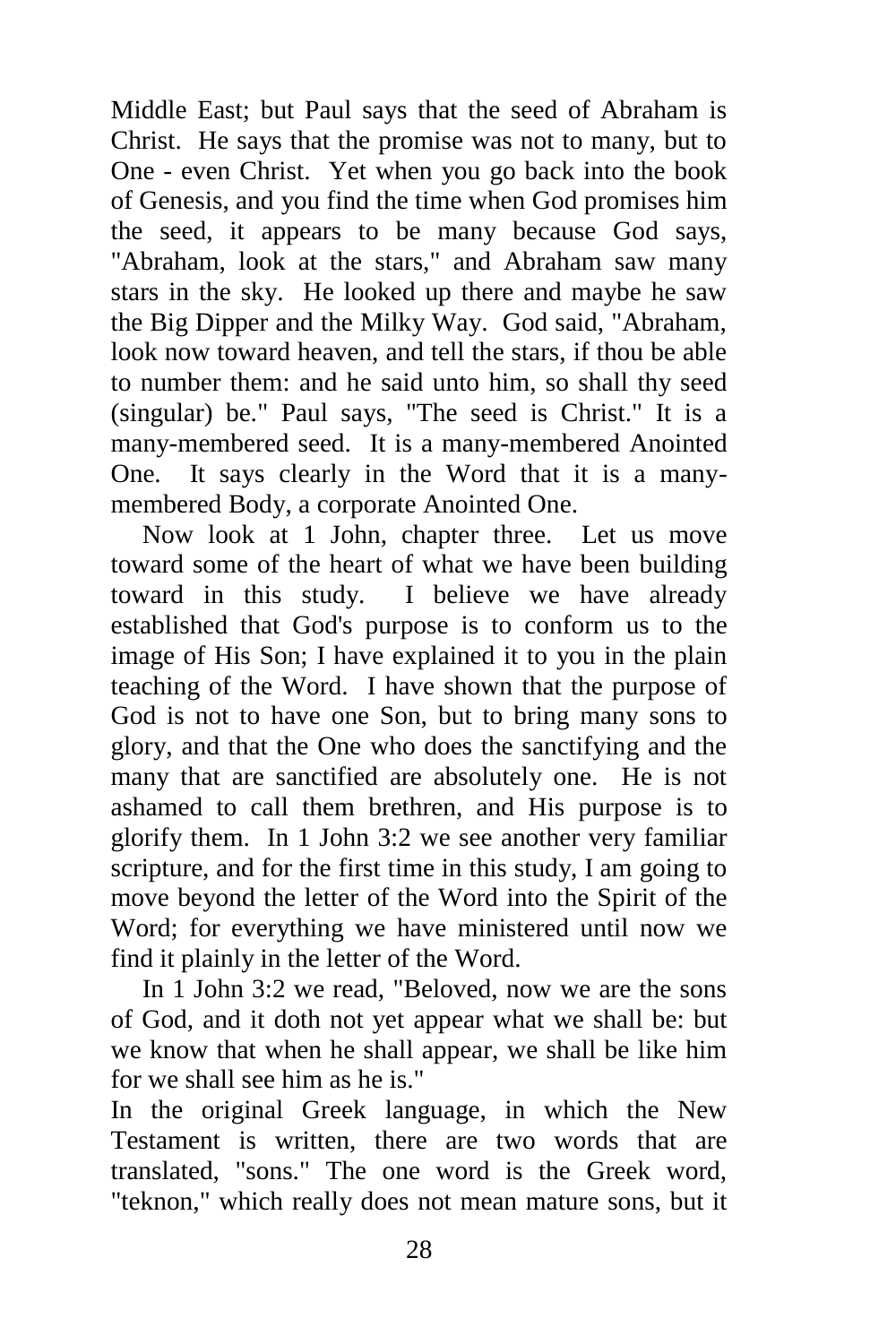Middle East; but Paul says that the seed of Abraham is Christ. He says that the promise was not to many, but to One - even Christ. Yet when you go back into the book of Genesis, and you find the time when God promises him the seed, it appears to be many because God says, "Abraham, look at the stars," and Abraham saw many stars in the sky. He looked up there and maybe he saw the Big Dipper and the Milky Way. God said, "Abraham, look now toward heaven, and tell the stars, if thou be able to number them: and he said unto him, so shall thy seed (singular) be." Paul says, "The seed is Christ." It is a many-membered seed. It is a many-membered Anointed One. It says clearly in the Word that it is a many-membered Body, a corporate Anointed One.

Now look at 1 John, chapter three. Let us move toward some of the heart of what we have been building toward in this study. I believe we have already established that God's purpose is to conform us to the image of His Son; I have explained it to you in the plain teaching of the Word. I have shown that the purpose of God is not to have one Son, but to bring many sons to glory, and that the One who does the sanctifying and the many that are sanctified are absolutely one. He is not ashamed to call them brethren, and His purpose is to glorify them. In 1 John 3:2 we see another very familiar scripture, and for the first time in this study, I am going to move beyond the letter of the Word into the Spirit of the Word; for everything we have ministered until now we find it plainly in the letter of the Word.

In 1 John 3:2 we read, "Beloved, now we are the sons of God, and it doth not yet appear what we shall be: but we know that when he shall appear, we shall be like him for we shall see him as he is."

In the original Greek language, in which the New Testament is written, there are two words that are translated, "sons." The one word is the Greek word, "teknon," which really does not mean mature sons, but it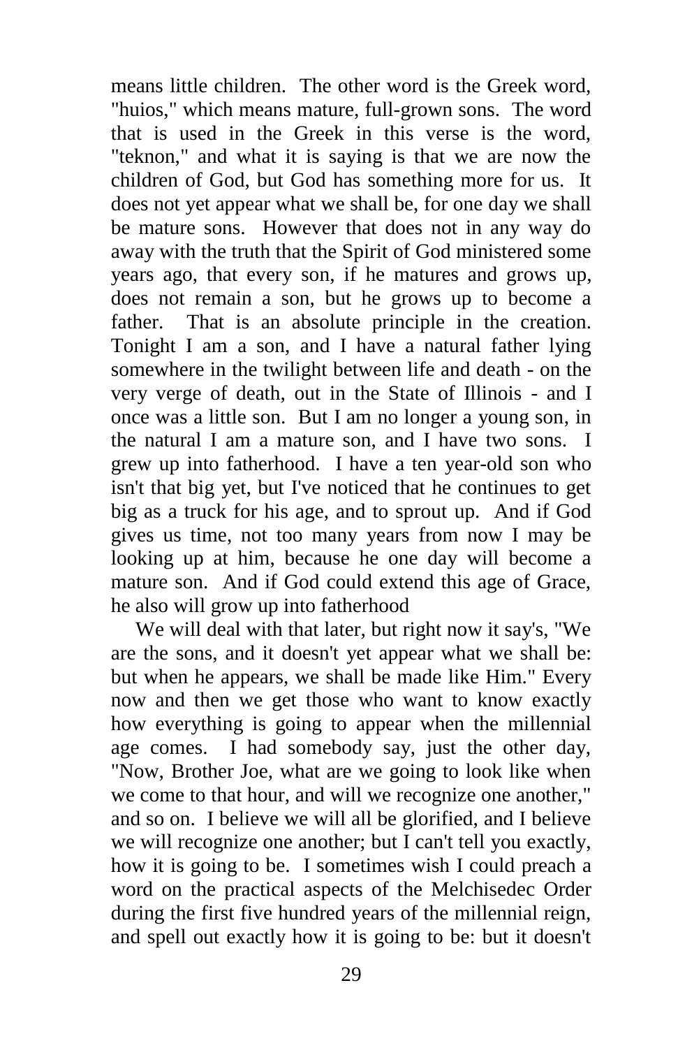means little children. The other word is the Greek word, "huios," which means mature, full-grown sons. The word that is used in the Greek in this verse is the word, "teknon," and what it is saying is that we are now the children of God, but God has something more for us. It does not yet appear what we shall be, for one day we shall be mature sons. However that does not in any way do away with the truth that the Spirit of God ministered some years ago, that every son, if he matures and grows up, does not remain a son, but he grows up to become a father. That is an absolute principle in the creation. Tonight I am a son, and I have a natural father lying somewhere in the twilight between life and death - on the very verge of death, out in the State of Illinois - and I once was a little son. But I am no longer a young son, in the natural I am a mature son, and I have two sons. I grew up into fatherhood. I have a ten year-old son who isn't that big yet, but I've noticed that he continues to get big as a truck for his age, and to sprout up. And if God gives us time, not too many years from now I may be looking up at him, because he one day will become a mature son. And if God could extend this age of Grace, he also will grow up into fatherhood

We will deal with that later, but right now it say's, "We are the sons, and it doesn't yet appear what we shall be: but when he appears, we shall be made like Him." Every now and then we get those who want to know exactly how everything is going to appear when the millennial age comes. I had somebody say, just the other day, "Now, Brother Joe, what are we going to look like when we come to that hour, and will we recognize one another," and so on. I believe we will all be glorified, and I believe we will recognize one another; but I can't tell you exactly, how it is going to be. I sometimes wish I could preach a word on the practical aspects of the Melchisedec Order during the first five hundred years of the millennial reign, and spell out exactly how it is going to be: but it doesn't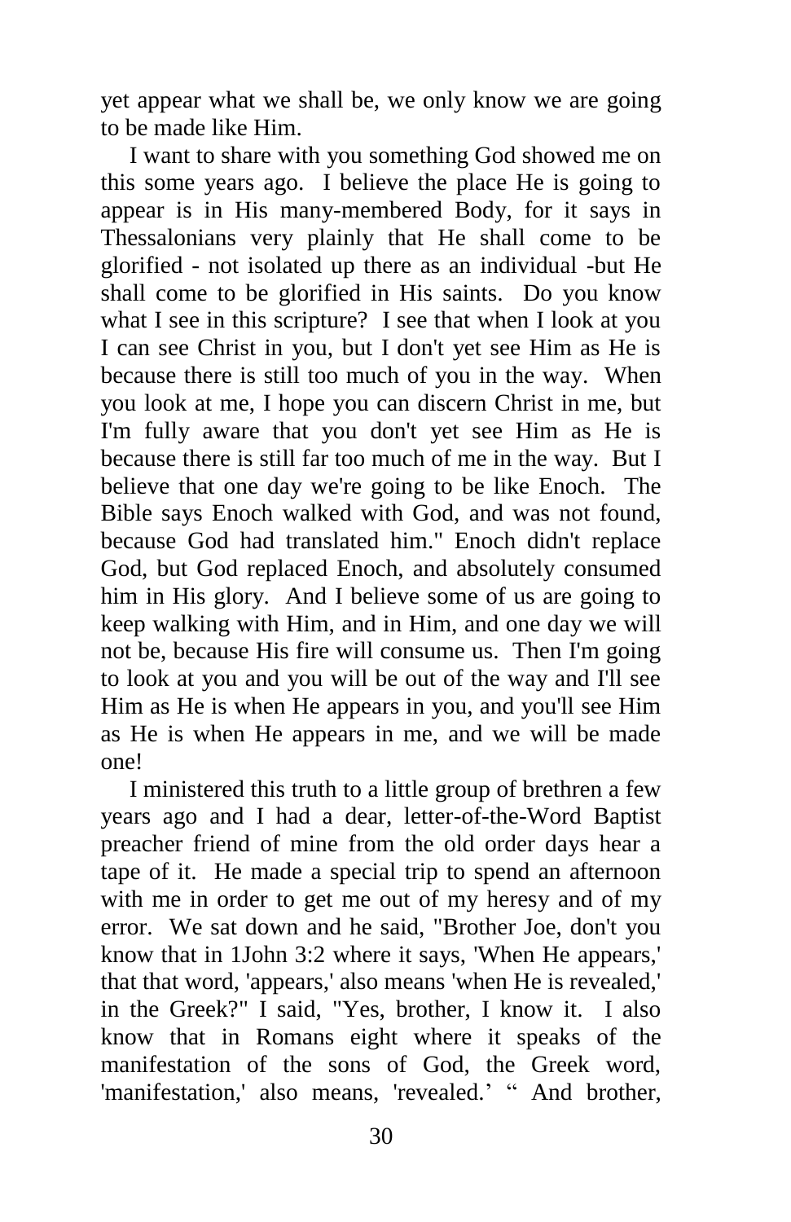yet appear what we shall be, we only know we are going to be made like Him.

I want to share with you something God showed me on this some years ago. I believe the place He is going to appear is in His many-membered Body, for it says in Thessalonians very plainly that He shall come to be glorified - not isolated up there as an individual -but He shall come to be glorified in His saints. Do you know what I see in this scripture? I see that when I look at you I can see Christ in you, but I don't yet see Him as He is because there is still too much of you in the way. When you look at me, I hope you can discern Christ in me, but I'm fully aware that you don't yet see Him as He is because there is still far too much of me in the way. But I believe that one day we're going to be like Enoch. The Bible says Enoch walked with God, and was not found, because God had translated him." Enoch didn't replace God, but God replaced Enoch, and absolutely consumed him in His glory. And I believe some of us are going to keep walking with Him, and in Him, and one day we will not be, because His fire will consume us. Then I'm going to look at you and you will be out of the way and I'll see Him as He is when He appears in you, and you'll see Him as He is when He appears in me, and we will be made one!

I ministered this truth to a little group of brethren a few years ago and I had a dear, letter-of-the-Word Baptist preacher friend of mine from the old order days hear a tape of it. He made a special trip to spend an afternoon with me in order to get me out of my heresy and of my error. We sat down and he said, "Brother Joe, don't you know that in 1John 3:2 where it says, 'When He appears,' that that word, 'appears,' also means 'when He is revealed,' in the Greek?" I said, "Yes, brother, I know it. I also know that in Romans eight where it speaks of the manifestation of the sons of God, the Greek word, 'manifestation,' also means, 'revealed.' " And brother,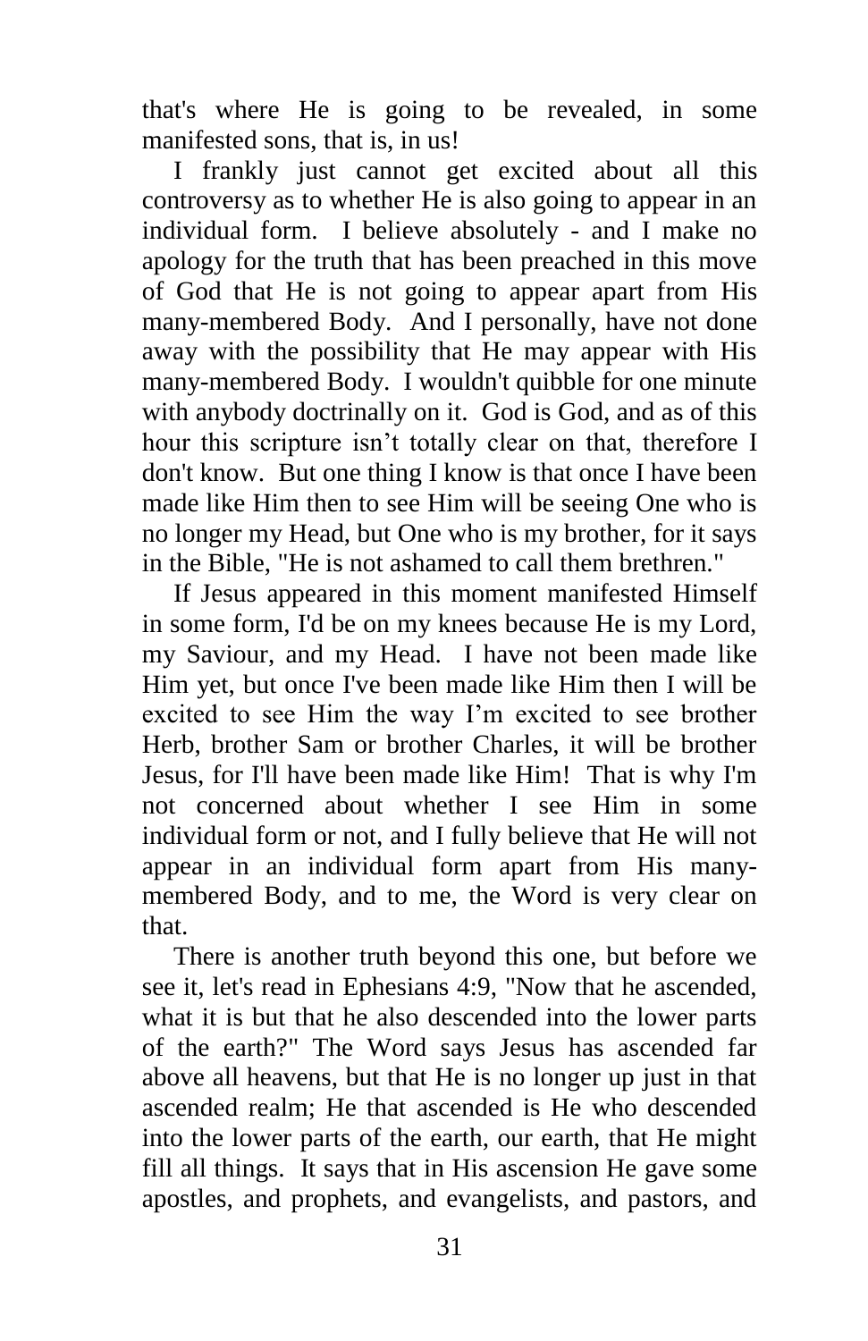that's where He is going to be revealed, in some manifested sons, that is, in us!

I frankly just cannot get excited about all this controversy as to whether He is also going to appear in an individual form. I believe absolutely - and I make no apology for the truth that has been preached in this move of God that He is not going to appear apart from His many-membered Body. And I personally, have not done away with the possibility that He may appear with His many-membered Body. I wouldn't quibble for one minute with anybody doctrinally on it. God is God, and as of this hour this scripture isn't totally clear on that, therefore I don't know. But one thing I know is that once I have been made like Him then to see Him will be seeing One who is no longer my Head, but One who is my brother, for it says in the Bible, "He is not ashamed to call them brethren."

If Jesus appeared in this moment manifested Himself in some form, I'd be on my knees because He is my Lord, my Saviour, and my Head. I have not been made like Him yet, but once I've been made like Him then I will be excited to see Him the way I'm excited to see brother Herb, brother Sam or brother Charles, it will be brother Jesus, for I'll have been made like Him! That is why I'm not concerned about whether I see Him in some individual form or not, and I fully believe that He will not appear in an individual form apart from His many-membered Body, and to me, the Word is very clear on that.

There is another truth beyond this one, but before we see it, let's read in Ephesians 4:9, "Now that he ascended, what it is but that he also descended into the lower parts of the earth?" The Word says Jesus has ascended far above all heavens, but that He is no longer up just in that ascended realm; He that ascended is He who descended into the lower parts of the earth, our earth, that He might fill all things. It says that in His ascension He gave some apostles, and prophets, and evangelists, and pastors, and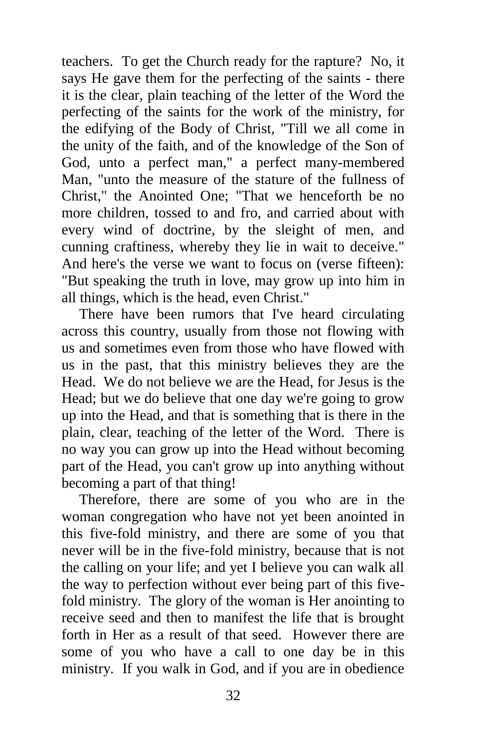teachers. To get the Church ready for the rapture? No, it says He gave them for the perfecting of the saints - there it is the clear, plain teaching of the letter of the Word the perfecting of the saints for the work of the ministry, for the edifying of the Body of Christ, "Till we all come in the unity of the faith, and of the knowledge of the Son of God, unto a perfect man," a perfect many-membered Man, "unto the measure of the stature of the fullness of Christ," the Anointed One; "That we henceforth be no more children, tossed to and fro, and carried about with every wind of doctrine, by the sleight of men, and cunning craftiness, whereby they lie in wait to deceive." And here's the verse we want to focus on (verse fifteen): "But speaking the truth in love, may grow up into him in all things, which is the head, even Christ."

There have been rumors that I've heard circulating across this country, usually from those not flowing with us and sometimes even from those who have flowed with us in the past, that this ministry believes they are the Head. We do not believe we are the Head, for Jesus is the Head; but we do believe that one day we're going to grow up into the Head, and that is something that is there in the plain, clear, teaching of the letter of the Word. There is no way you can grow up into the Head without becoming part of the Head, you can't grow up into anything without becoming a part of that thing!

Therefore, there are some of you who are in the woman congregation who have not yet been anointed in this five-fold ministry, and there are some of you that never will be in the five-fold ministry, because that is not the calling on your life; and yet I believe you can walk all the way to perfection without ever being part of this five-fold ministry. The glory of the woman is Her anointing to receive seed and then to manifest the life that is brought forth in Her as a result of that seed. However there are some of you who have a call to one day be in this ministry. If you walk in God, and if you are in obedience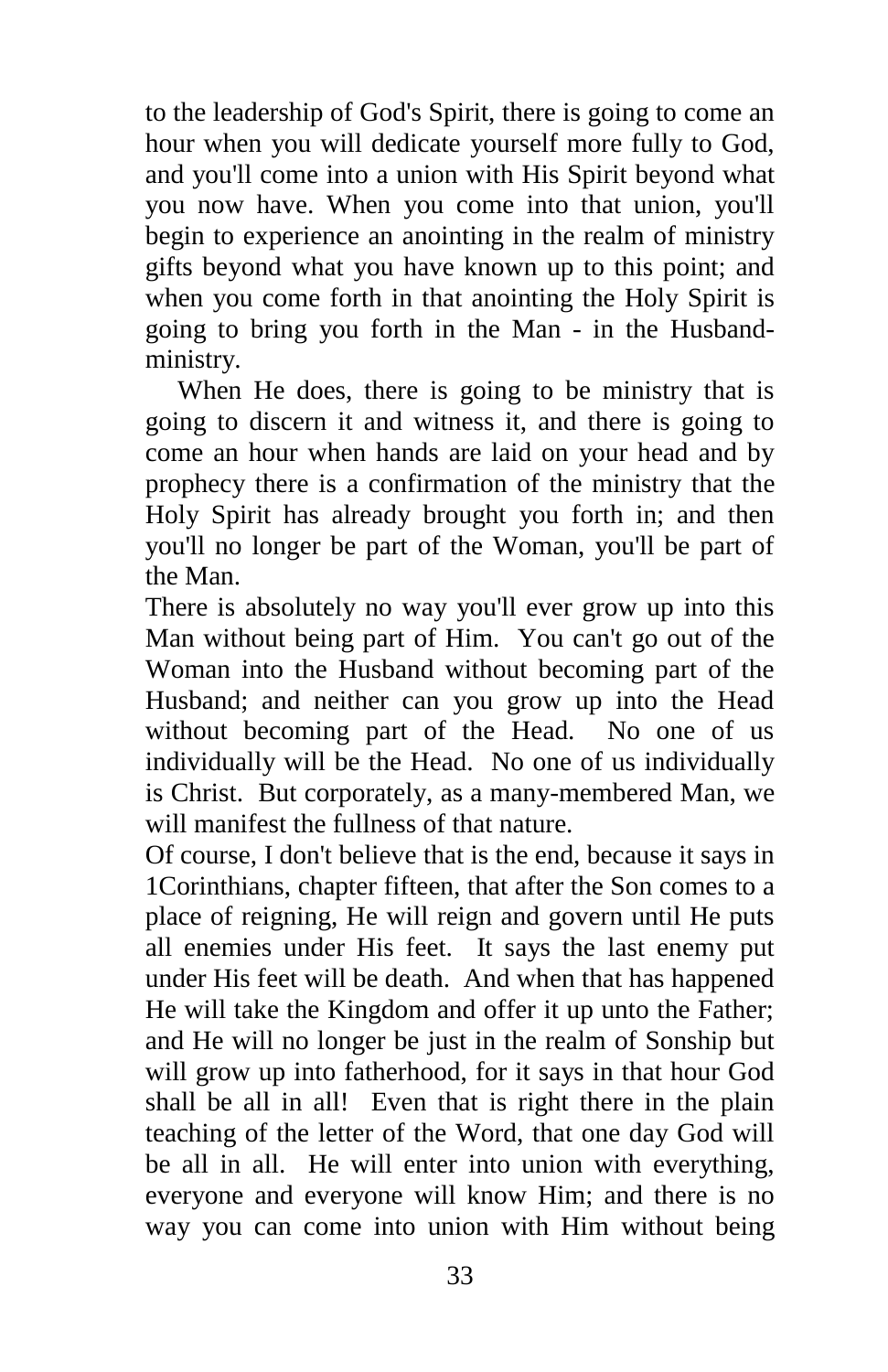to the leadership of God's Spirit, there is going to come an hour when you will dedicate yourself more fully to God, and you'll come into a union with His Spirit beyond what you now have. When you come into that union, you'll begin to experience an anointing in the realm of ministry gifts beyond what you have known up to this point; and when you come forth in that anointing the Holy Spirit is going to bring you forth in the Man - in the Husband-ministry.

When He does, there is going to be ministry that is going to discern it and witness it, and there is going to come an hour when hands are laid on your head and by prophecy there is a confirmation of the ministry that the Holy Spirit has already brought you forth in; and then you'll no longer be part of the Woman, you'll be part of the Man.

There is absolutely no way you'll ever grow up into this Man without being part of Him. You can't go out of the Woman into the Husband without becoming part of the Husband; and neither can you grow up into the Head without becoming part of the Head. No one of us individually will be the Head. No one of us individually is Christ. But corporately, as a many-membered Man, we will manifest the fullness of that nature.

Of course, I don't believe that is the end, because it says in 1Corinthians, chapter fifteen, that after the Son comes to a place of reigning, He will reign and govern until He puts all enemies under His feet. It says the last enemy put under His feet will be death. And when that has happened He will take the Kingdom and offer it up unto the Father; and He will no longer be just in the realm of Sonship but will grow up into fatherhood, for it says in that hour God shall be all in all! Even that is right there in the plain teaching of the letter of the Word, that one day God will be all in all. He will enter into union with everything, everyone and everyone will know Him; and there is no way you can come into union with Him without being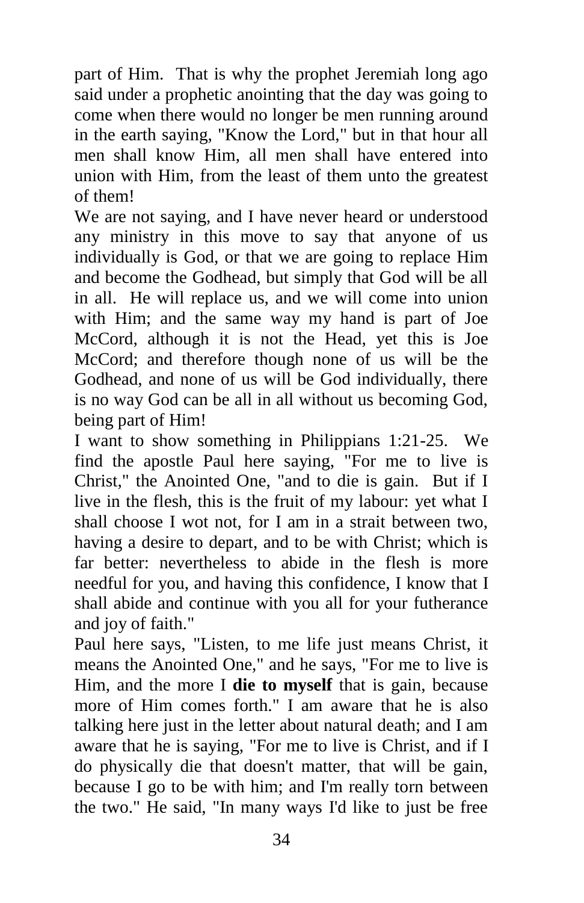part of Him. That is why the prophet Jeremiah long ago said under a prophetic anointing that the day was going to come when there would no longer be men running around in the earth saying, "Know the Lord," but in that hour all men shall know Him, all men shall have entered into union with Him, from the least of them unto the greatest of them!

We are not saying, and I have never heard or understood any ministry in this move to say that anyone of us individually is God, or that we are going to replace Him and become the Godhead, but simply that God will be all in all. He will replace us, and we will come into union with Him; and the same way my hand is part of Joe McCord, although it is not the Head, yet this is Joe McCord; and therefore though none of us will be the Godhead, and none of us will be God individually, there is no way God can be all in all without us becoming God, being part of Him!

I want to show something in Philippians 1:21-25. We find the apostle Paul here saying, "For me to live is Christ," the Anointed One, "and to die is gain. But if I live in the flesh, this is the fruit of my labour: yet what I shall choose I wot not, for I am in a strait between two, having a desire to depart, and to be with Christ; which is far better: nevertheless to abide in the flesh is more needful for you, and having this confidence, I know that I shall abide and continue with you all for your futherance and joy of faith."

Paul here says, "Listen, to me life just means Christ, it means the Anointed One," and he says, "For me to live is Him, and the more I **die to myself** that is gain, because more of Him comes forth." I am aware that he is also talking here just in the letter about natural death; and I am aware that he is saying, "For me to live is Christ, and if I do physically die that doesn't matter, that will be gain, because I go to be with him; and I'm really torn between the two." He said, "In many ways I'd like to just be free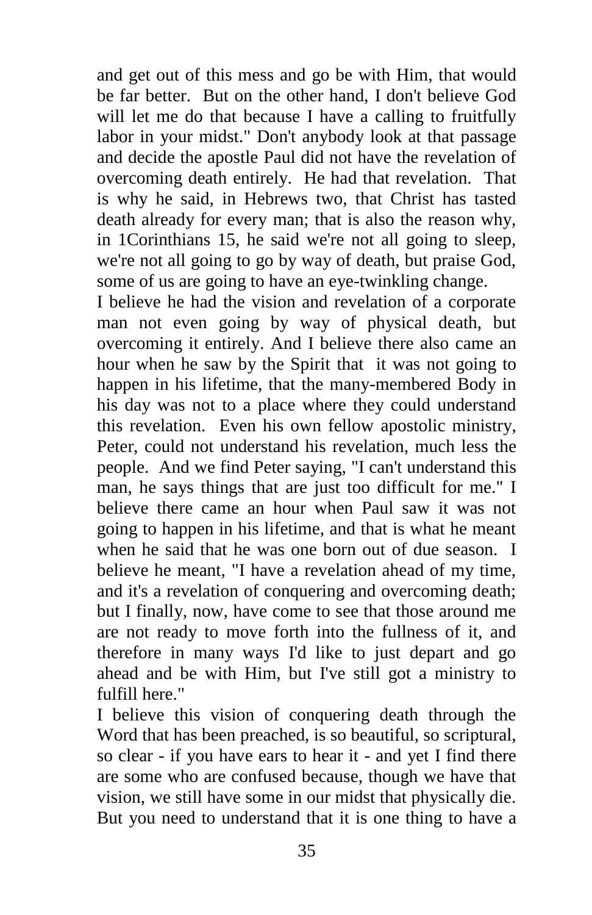and get out of this mess and go be with Him, that would be far better. But on the other hand, I don't believe God will let me do that because I have a calling to fruitfully labor in your midst." Don't anybody look at that passage and decide the apostle Paul did not have the revelation of overcoming death entirely. He had that revelation. That is why he said, in Hebrews two, that Christ has tasted death already for every man; that is also the reason why, in 1Corinthians 15, he said we're not all going to sleep, we're not all going to go by way of death, but praise God, some of us are going to have an eye-twinkling change.

I believe he had the vision and revelation of a corporate man not even going by way of physical death, but overcoming it entirely. And I believe there also came an hour when he saw by the Spirit that it was not going to happen in his lifetime, that the many-membered Body in his day was not to a place where they could understand this revelation. Even his own fellow apostolic ministry, Peter, could not understand his revelation, much less the people. And we find Peter saying, "I can't understand this man, he says things that are just too difficult for me." I believe there came an hour when Paul saw it was not going to happen in his lifetime, and that is what he meant when he said that he was one born out of due season. I believe he meant, "I have a revelation ahead of my time, and it's a revelation of conquering and overcoming death; but I finally, now, have come to see that those around me are not ready to move forth into the fullness of it, and therefore in many ways I'd like to just depart and go ahead and be with Him, but I've still got a ministry to fulfill here."

I believe this vision of conquering death through the Word that has been preached, is so beautiful, so scriptural, so clear - if you have ears to hear it - and yet I find there are some who are confused because, though we have that vision, we still have some in our midst that physically die. But you need to understand that it is one thing to have a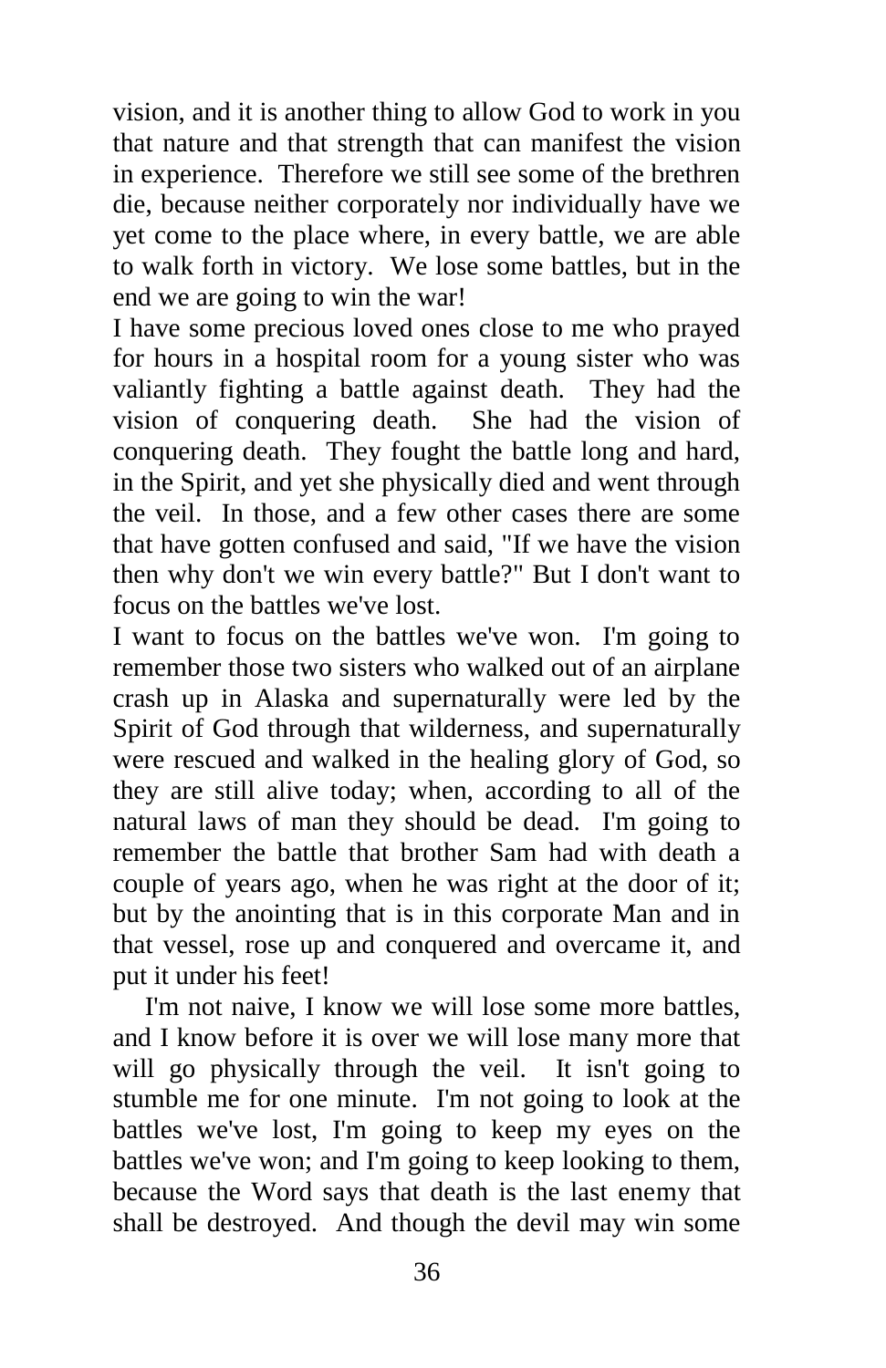vision, and it is another thing to allow God to work in you that nature and that strength that can manifest the vision in experience. Therefore we still see some of the brethren die, because neither corporately nor individually have we yet come to the place where, in every battle, we are able to walk forth in victory. We lose some battles, but in the end we are going to win the war!

I have some precious loved ones close to me who prayed for hours in a hospital room for a young sister who was valiantly fighting a battle against death. They had the vision of conquering death. She had the vision of conquering death. They fought the battle long and hard, in the Spirit, and yet she physically died and went through the veil. In those, and a few other cases there are some that have gotten confused and said, "If we have the vision then why don't we win every battle?" But I don't want to focus on the battles we've lost.

I want to focus on the battles we've won. I'm going to remember those two sisters who walked out of an airplane crash up in Alaska and supernaturally were led by the Spirit of God through that wilderness, and supernaturally were rescued and walked in the healing glory of God, so they are still alive today; when, according to all of the natural laws of man they should be dead. I'm going to remember the battle that brother Sam had with death a couple of years ago, when he was right at the door of it; but by the anointing that is in this corporate Man and in that vessel, rose up and conquered and overcame it, and put it under his feet!

I'm not naive, I know we will lose some more battles, and I know before it is over we will lose many more that will go physically through the veil. It isn't going to stumble me for one minute. I'm not going to look at the battles we've lost, I'm going to keep my eyes on the battles we've won; and I'm going to keep looking to them, because the Word says that death is the last enemy that shall be destroyed. And though the devil may win some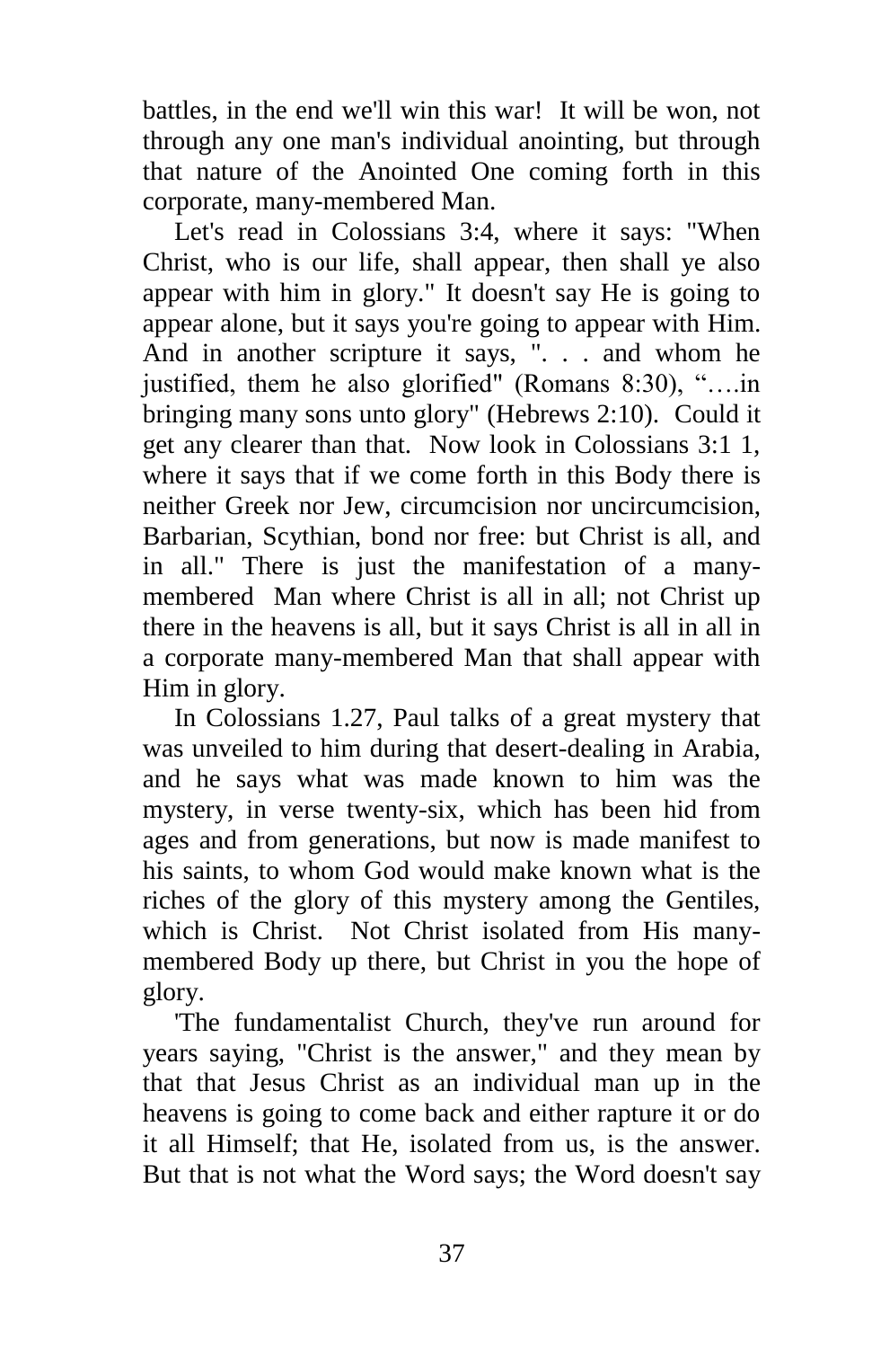battles, in the end we'll win this war! It will be won, not through any one man's individual anointing, but through that nature of the Anointed One coming forth in this corporate, many-membered Man.

Let's read in Colossians 3:4, where it says: "When Christ, who is our life, shall appear, then shall ye also appear with him in glory." It doesn't say He is going to appear alone, but it says you're going to appear with Him. And in another scripture it says, ". . . and whom he justified, them he also glorified" (Romans 8:30), "….in bringing many sons unto glory" (Hebrews 2:10). Could it get any clearer than that. Now look in Colossians 3:1 1, where it says that if we come forth in this Body there is neither Greek nor Jew, circumcision nor uncircumcision, Barbarian, Scythian, bond nor free: but Christ is all, and in all." There is just the manifestation of a many-membered Man where Christ is all in all; not Christ up there in the heavens is all, but it says Christ is all in all in a corporate many-membered Man that shall appear with Him in glory.

In Colossians 1.27, Paul talks of a great mystery that was unveiled to him during that desert-dealing in Arabia, and he says what was made known to him was the mystery, in verse twenty-six, which has been hid from ages and from generations, but now is made manifest to his saints, to whom God would make known what is the riches of the glory of this mystery among the Gentiles, which is Christ. Not Christ isolated from His many-membered Body up there, but Christ in you the hope of glory.

'The fundamentalist Church, they've run around for years saying, "Christ is the answer," and they mean by that that Jesus Christ as an individual man up in the heavens is going to come back and either rapture it or do it all Himself; that He, isolated from us, is the answer. But that is not what the Word says; the Word doesn't say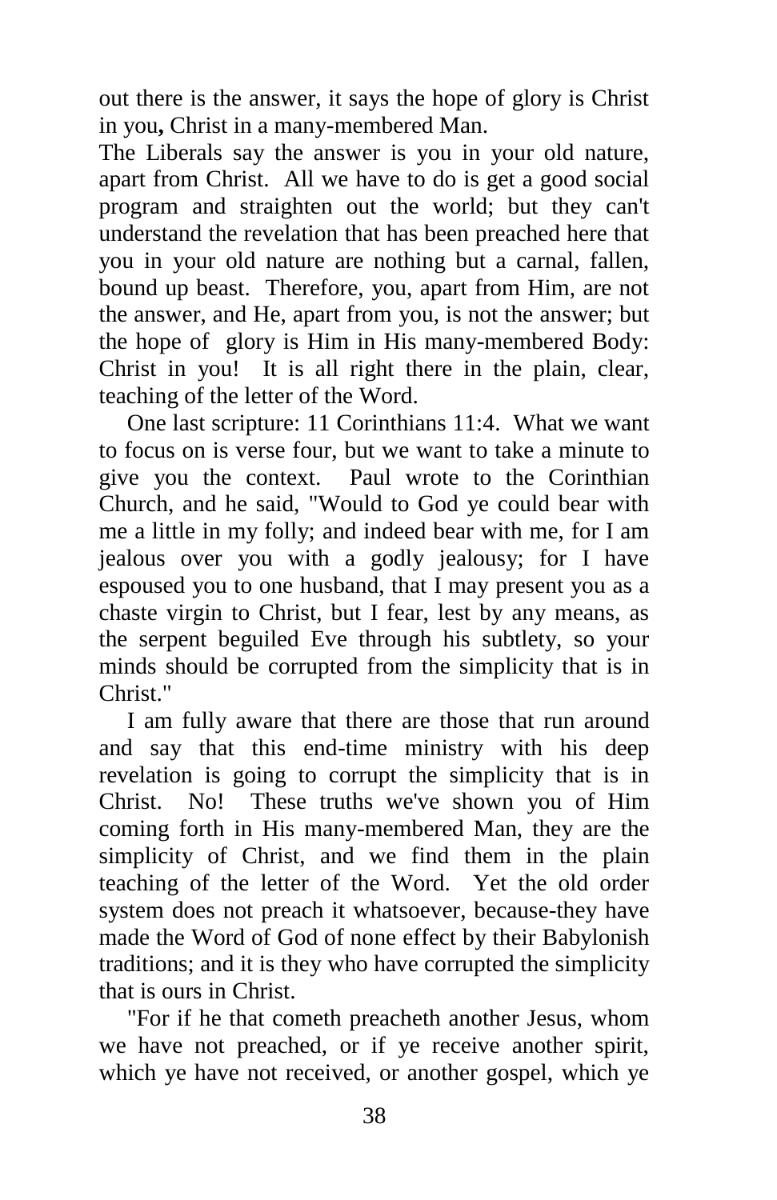out there is the answer, it says the hope of glory is Christ in you**,** Christ in a many-membered Man.

The Liberals say the answer is you in your old nature, apart from Christ. All we have to do is get a good social program and straighten out the world; but they can't understand the revelation that has been preached here that you in your old nature are nothing but a carnal, fallen, bound up beast. Therefore, you, apart from Him, are not the answer, and He, apart from you, is not the answer; but the hope of glory is Him in His many-membered Body: Christ in you! It is all right there in the plain, clear, teaching of the letter of the Word.

One last scripture: 11 Corinthians 11:4. What we want to focus on is verse four, but we want to take a minute to give you the context. Paul wrote to the Corinthian Church, and he said, "Would to God ye could bear with me a little in my folly; and indeed bear with me, for I am jealous over you with a godly jealousy; for I have espoused you to one husband, that I may present you as a chaste virgin to Christ, but I fear, lest by any means, as the serpent beguiled Eve through his subtlety, so your minds should be corrupted from the simplicity that is in Christ."

I am fully aware that there are those that run around and say that this end-time ministry with his deep revelation is going to corrupt the simplicity that is in Christ. No! These truths we've shown you of Him coming forth in His many-membered Man, they are the simplicity of Christ, and we find them in the plain teaching of the letter of the Word. Yet the old order system does not preach it whatsoever, because-they have made the Word of God of none effect by their Babylonish traditions; and it is they who have corrupted the simplicity that is ours in Christ.

"For if he that cometh preacheth another Jesus, whom we have not preached, or if ye receive another spirit, which ye have not received, or another gospel, which ye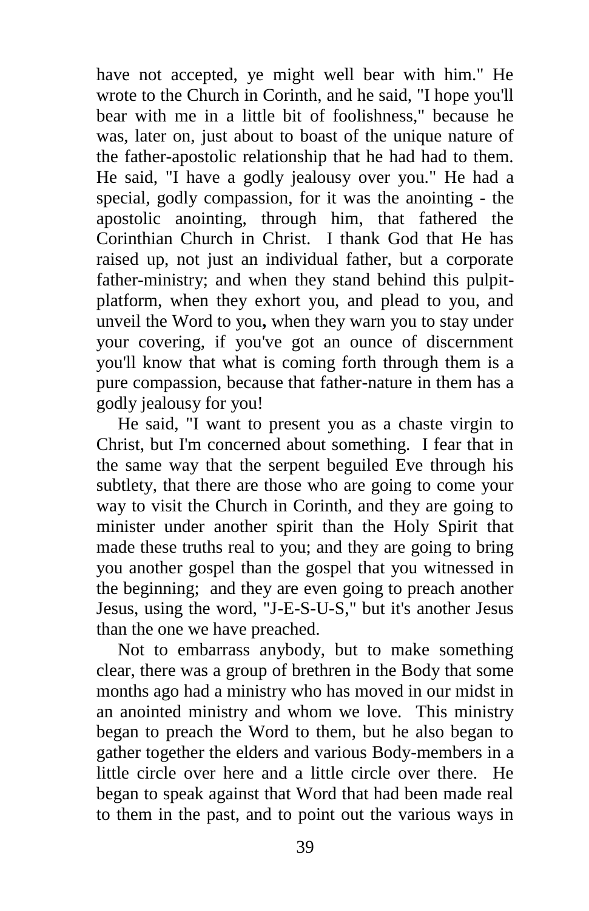have not accepted, ye might well bear with him." He wrote to the Church in Corinth, and he said, "I hope you'll bear with me in a little bit of foolishness," because he was, later on, just about to boast of the unique nature of the father-apostolic relationship that he had had to them. He said, "I have a godly jealousy over you." He had a special, godly compassion, for it was the anointing - the apostolic anointing, through him, that fathered the Corinthian Church in Christ. I thank God that He has raised up, not just an individual father, but a corporate father-ministry; and when they stand behind this pulpit-platform, when they exhort you, and plead to you, and unveil the Word to you**,** when they warn you to stay under your covering, if you've got an ounce of discernment you'll know that what is coming forth through them is a pure compassion, because that father-nature in them has a godly jealousy for you!

He said, "I want to present you as a chaste virgin to Christ, but I'm concerned about something. I fear that in the same way that the serpent beguiled Eve through his subtlety, that there are those who are going to come your way to visit the Church in Corinth, and they are going to minister under another spirit than the Holy Spirit that made these truths real to you; and they are going to bring you another gospel than the gospel that you witnessed in the beginning; and they are even going to preach another Jesus, using the word, "J-E-S-U-S," but it's another Jesus than the one we have preached.

Not to embarrass anybody, but to make something clear, there was a group of brethren in the Body that some months ago had a ministry who has moved in our midst in an anointed ministry and whom we love. This ministry began to preach the Word to them, but he also began to gather together the elders and various Body-members in a little circle over here and a little circle over there. He began to speak against that Word that had been made real to them in the past, and to point out the various ways in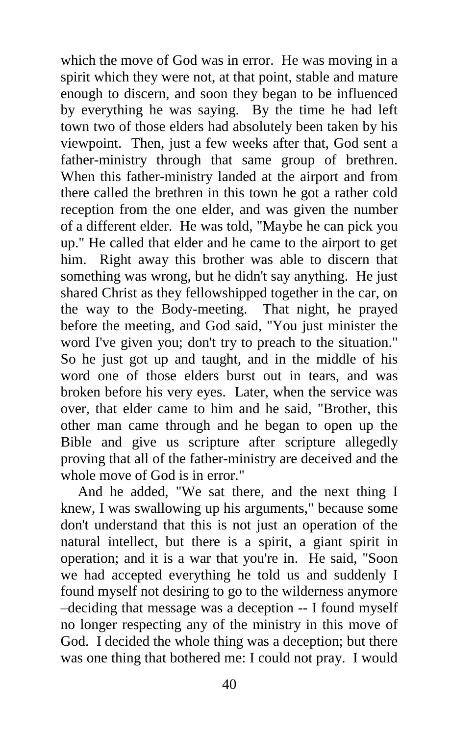which the move of God was in error. He was moving in a spirit which they were not, at that point, stable and mature enough to discern, and soon they began to be influenced by everything he was saying. By the time he had left town two of those elders had absolutely been taken by his viewpoint. Then, just a few weeks after that, God sent a father-ministry through that same group of brethren. When this father-ministry landed at the airport and from there called the brethren in this town he got a rather cold reception from the one elder, and was given the number of a different elder. He was told, "Maybe he can pick you up." He called that elder and he came to the airport to get him. Right away this brother was able to discern that something was wrong, but he didn't say anything. He just shared Christ as they fellowshipped together in the car, on the way to the Body-meeting. That night, he prayed before the meeting, and God said, "You just minister the word I've given you; don't try to preach to the situation." So he just got up and taught, and in the middle of his word one of those elders burst out in tears, and was broken before his very eyes. Later, when the service was over, that elder came to him and he said, "Brother, this other man came through and he began to open up the Bible and give us scripture after scripture allegedly proving that all of the father-ministry are deceived and the whole move of God is in error."

And he added, "We sat there, and the next thing I knew, I was swallowing up his arguments," because some don't understand that this is not just an operation of the natural intellect, but there is a spirit, a giant spirit in operation; and it is a war that you're in. He said, "Soon we had accepted everything he told us and suddenly I found myself not desiring to go to the wilderness anymore –deciding that message was a deception -- I found myself no longer respecting any of the ministry in this move of God. I decided the whole thing was a deception; but there was one thing that bothered me: I could not pray. I would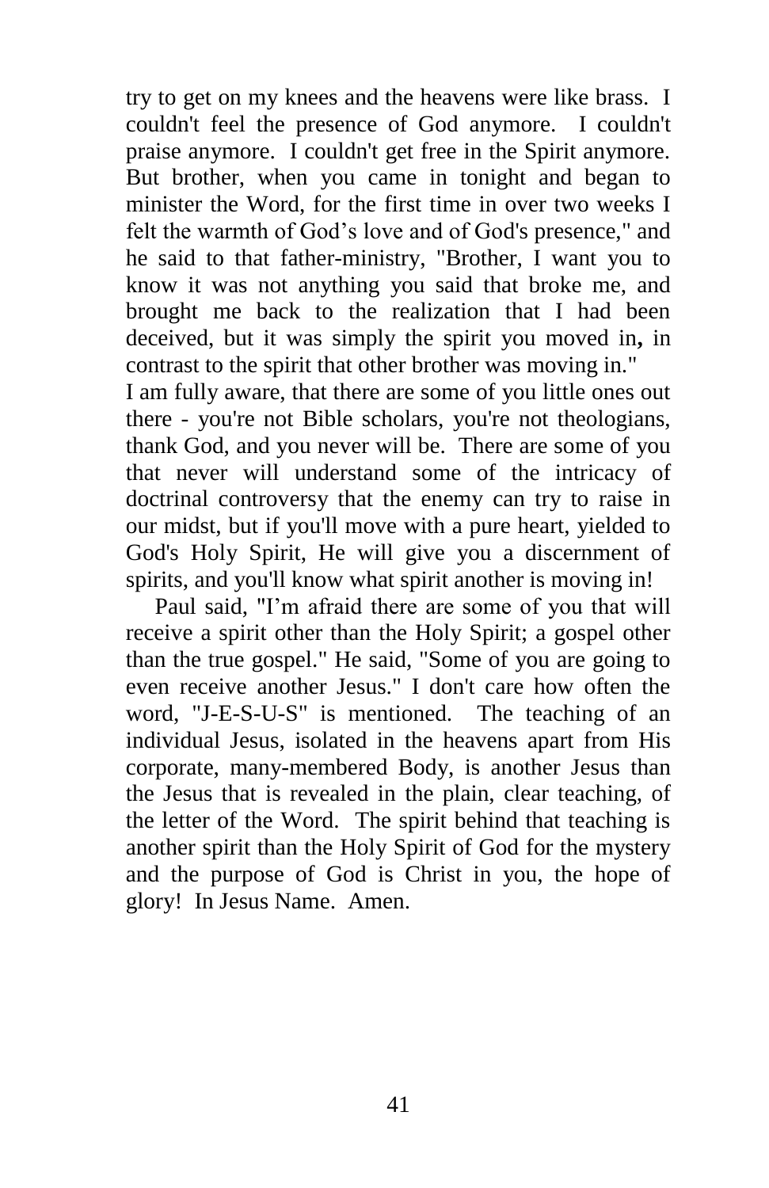try to get on my knees and the heavens were like brass. I couldn't feel the presence of God anymore. I couldn't praise anymore. I couldn't get free in the Spirit anymore. But brother, when you came in tonight and began to minister the Word, for the first time in over two weeks I felt the warmth of God's love and of God's presence," and he said to that father-ministry, "Brother, I want you to know it was not anything you said that broke me, and brought me back to the realization that I had been deceived, but it was simply the spirit you moved in**,** in contrast to the spirit that other brother was moving in."

I am fully aware, that there are some of you little ones out there - you're not Bible scholars, you're not theologians, thank God, and you never will be. There are some of you that never will understand some of the intricacy of doctrinal controversy that the enemy can try to raise in our midst, but if you'll move with a pure heart, yielded to God's Holy Spirit, He will give you a discernment of spirits, and you'll know what spirit another is moving in!

Paul said, "I'm afraid there are some of you that will receive a spirit other than the Holy Spirit; a gospel other than the true gospel." He said, "Some of you are going to even receive another Jesus." I don't care how often the word, "J-E-S-U-S" is mentioned. The teaching of an individual Jesus, isolated in the heavens apart from His corporate, many-membered Body, is another Jesus than the Jesus that is revealed in the plain, clear teaching, of the letter of the Word. The spirit behind that teaching is another spirit than the Holy Spirit of God for the mystery and the purpose of God is Christ in you, the hope of glory! In Jesus Name. Amen.